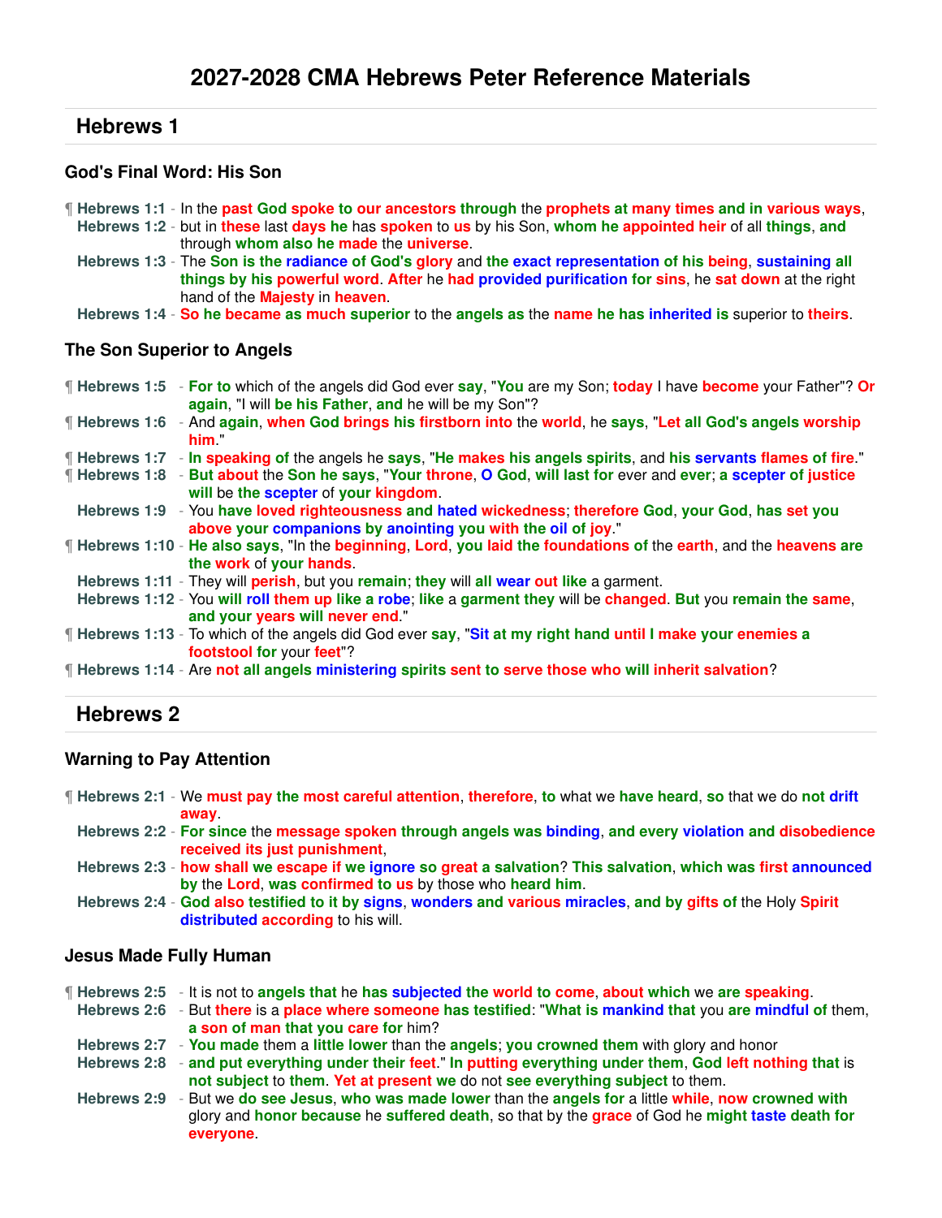# 2027-2028 CMA Hebrews Peter Reference Materials

## Hebrews 1

### God's Final Word: His Son

¶ **Hebrews 1:1** - In the past God spoke to our ancestors through the prophets at many times and in various ways,
**Hebrews 1:2** - but in these last days he has spoken to us by his Son, whom he appointed heir of all things, and through whom also he made the universe.
**Hebrews 1:3** - The Son is the radiance of God's glory and the exact representation of his being, sustaining all things by his powerful word. After he had provided purification for sins, he sat down at the right hand of the Majesty in heaven.
**Hebrews 1:4** - So he became as much superior to the angels as the name he has inherited is superior to theirs.

### The Son Superior to Angels

¶ **Hebrews 1:5** - For to which of the angels did God ever say, "You are my Son; today I have become your Father"? Or again, "I will be his Father, and he will be my Son"?
¶ **Hebrews 1:6** - And again, when God brings his firstborn into the world, he says, "Let all God's angels worship him."
¶ **Hebrews 1:7** - In speaking of the angels he says, "He makes his angels spirits, and his servants flames of fire."
¶ **Hebrews 1:8** - But about the Son he says, "Your throne, O God, will last for ever and ever; a scepter of justice will be the scepter of your kingdom.
**Hebrews 1:9** - You have loved righteousness and hated wickedness; therefore God, your God, has set you above your companions by anointing you with the oil of joy."
¶ **Hebrews 1:10** - He also says, "In the beginning, Lord, you laid the foundations of the earth, and the heavens are the work of your hands.
**Hebrews 1:11** - They will perish, but you remain; they will all wear out like a garment.
**Hebrews 1:12** - You will roll them up like a robe; like a garment they will be changed. But you remain the same, and your years will never end."
¶ **Hebrews 1:13** - To which of the angels did God ever say, "Sit at my right hand until I make your enemies a footstool for your feet"?
¶ **Hebrews 1:14** - Are not all angels ministering spirits sent to serve those who will inherit salvation?

## Hebrews 2

### Warning to Pay Attention

¶ **Hebrews 2:1** - We must pay the most careful attention, therefore, to what we have heard, so that we do not drift away.
**Hebrews 2:2** - For since the message spoken through angels was binding, and every violation and disobedience received its just punishment,
**Hebrews 2:3** - how shall we escape if we ignore so great a salvation? This salvation, which was first announced by the Lord, was confirmed to us by those who heard him.
**Hebrews 2:4** - God also testified to it by signs, wonders and various miracles, and by gifts of the Holy Spirit distributed according to his will.

### Jesus Made Fully Human

¶ **Hebrews 2:5** - It is not to angels that he has subjected the world to come, about which we are speaking.
**Hebrews 2:6** - But there is a place where someone has testified: "What is mankind that you are mindful of them, a son of man that you care for him?
**Hebrews 2:7** - You made them a little lower than the angels; you crowned them with glory and honor
**Hebrews 2:8** - and put everything under their feet." In putting everything under them, God left nothing that is not subject to them. Yet at present we do not see everything subject to them.
**Hebrews 2:9** - But we do see Jesus, who was made lower than the angels for a little while, now crowned with glory and honor because he suffered death, so that by the grace of God he might taste death for everyone.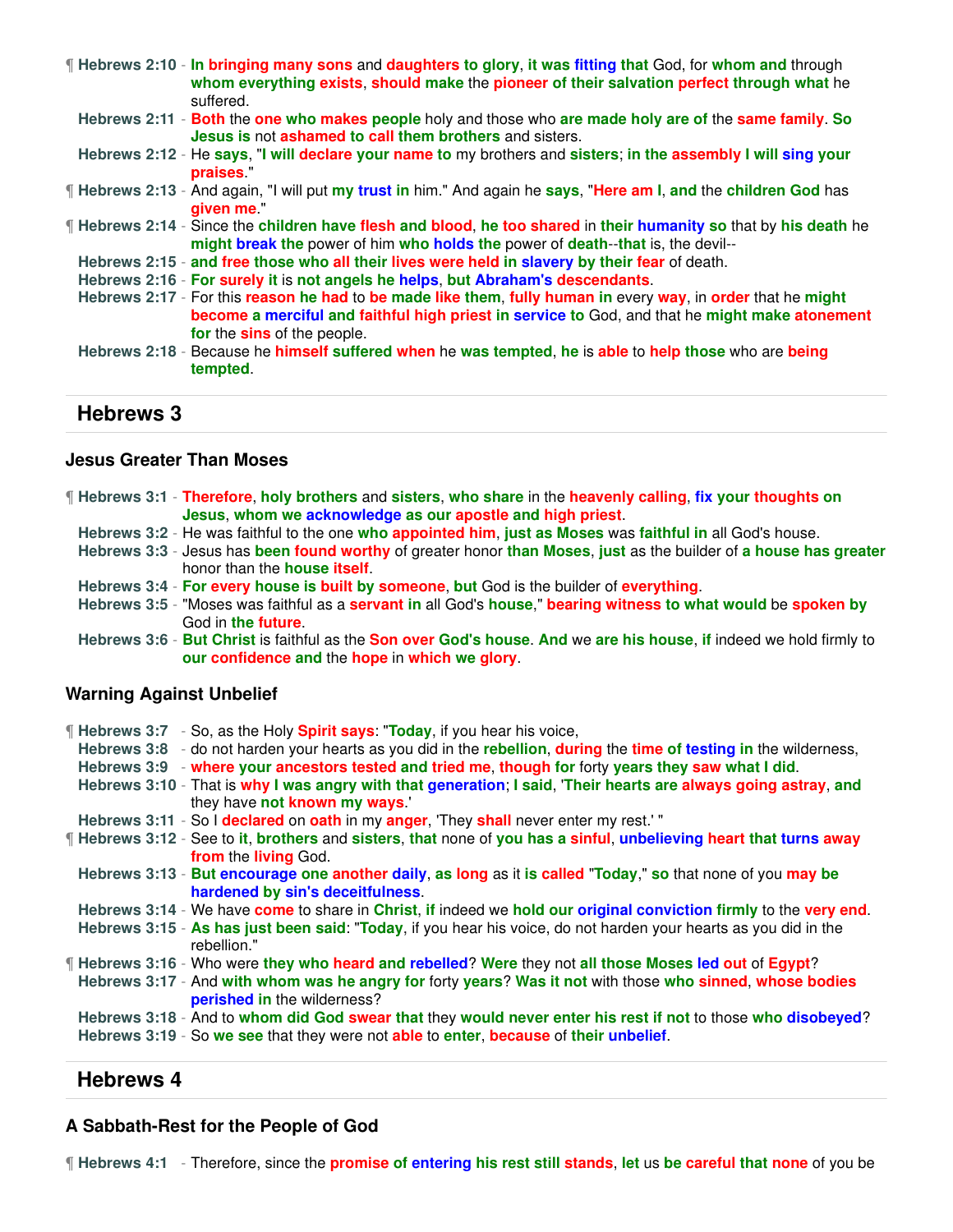¶ **Hebrews 2:10** - In bringing many sons and daughters to glory, it was fitting that God, for whom and through whom everything exists, should make the pioneer of their salvation perfect through what he suffered.

**Hebrews 2:11** - Both the one who makes people holy and those who are made holy are of the same family. So Jesus is not ashamed to call them brothers and sisters.

**Hebrews 2:12** - He says, "I will declare your name to my brothers and sisters; in the assembly I will sing your praises."

¶ **Hebrews 2:13** - And again, "I will put my trust in him." And again he says, "Here am I, and the children God has given me."

¶ **Hebrews 2:14** - Since the children have flesh and blood, he too shared in their humanity so that by his death he might break the power of him who holds the power of death--that is, the devil--

**Hebrews 2:15** - and free those who all their lives were held in slavery by their fear of death.

**Hebrews 2:16** - For surely it is not angels he helps, but Abraham's descendants.

**Hebrews 2:17** - For this reason he had to be made like them, fully human in every way, in order that he might become a merciful and faithful high priest in service to God, and that he might make atonement for the sins of the people.

**Hebrews 2:18** - Because he himself suffered when he was tempted, he is able to help those who are being tempted.

## Hebrews 3

### Jesus Greater Than Moses

¶ **Hebrews 3:1** - Therefore, holy brothers and sisters, who share in the heavenly calling, fix your thoughts on Jesus, whom we acknowledge as our apostle and high priest.

**Hebrews 3:2** - He was faithful to the one who appointed him, just as Moses was faithful in all God's house.

**Hebrews 3:3** - Jesus has been found worthy of greater honor than Moses, just as the builder of a house has greater honor than the house itself.

**Hebrews 3:4** - For every house is built by someone, but God is the builder of everything.

**Hebrews 3:5** - "Moses was faithful as a servant in all God's house," bearing witness to what would be spoken by God in the future.

**Hebrews 3:6** - But Christ is faithful as the Son over God's house. And we are his house, if indeed we hold firmly to our confidence and the hope in which we glory.

### Warning Against Unbelief

¶ **Hebrews 3:7** - So, as the Holy Spirit says: "Today, if you hear his voice,

**Hebrews 3:8** - do not harden your hearts as you did in the rebellion, during the time of testing in the wilderness,

**Hebrews 3:9** - where your ancestors tested and tried me, though for forty years they saw what I did.

**Hebrews 3:10** - That is why I was angry with that generation; I said, 'Their hearts are always going astray, and they have not known my ways.'

**Hebrews 3:11** - So I declared on oath in my anger, 'They shall never enter my rest.' "

¶ **Hebrews 3:12** - See to it, brothers and sisters, that none of you has a sinful, unbelieving heart that turns away from the living God.

**Hebrews 3:13** - But encourage one another daily, as long as it is called "Today," so that none of you may be hardened by sin's deceitfulness.

**Hebrews 3:14** - We have come to share in Christ, if indeed we hold our original conviction firmly to the very end.

**Hebrews 3:15** - As has just been said: "Today, if you hear his voice, do not harden your hearts as you did in the rebellion."

¶ **Hebrews 3:16** - Who were they who heard and rebelled? Were they not all those Moses led out of Egypt?

**Hebrews 3:17** - And with whom was he angry for forty years? Was it not with those who sinned, whose bodies perished in the wilderness?

**Hebrews 3:18** - And to whom did God swear that they would never enter his rest if not to those who disobeyed?

**Hebrews 3:19** - So we see that they were not able to enter, because of their unbelief.

## Hebrews 4

### A Sabbath-Rest for the People of God

¶ **Hebrews 4:1** - Therefore, since the promise of entering his rest still stands, let us be careful that none of you be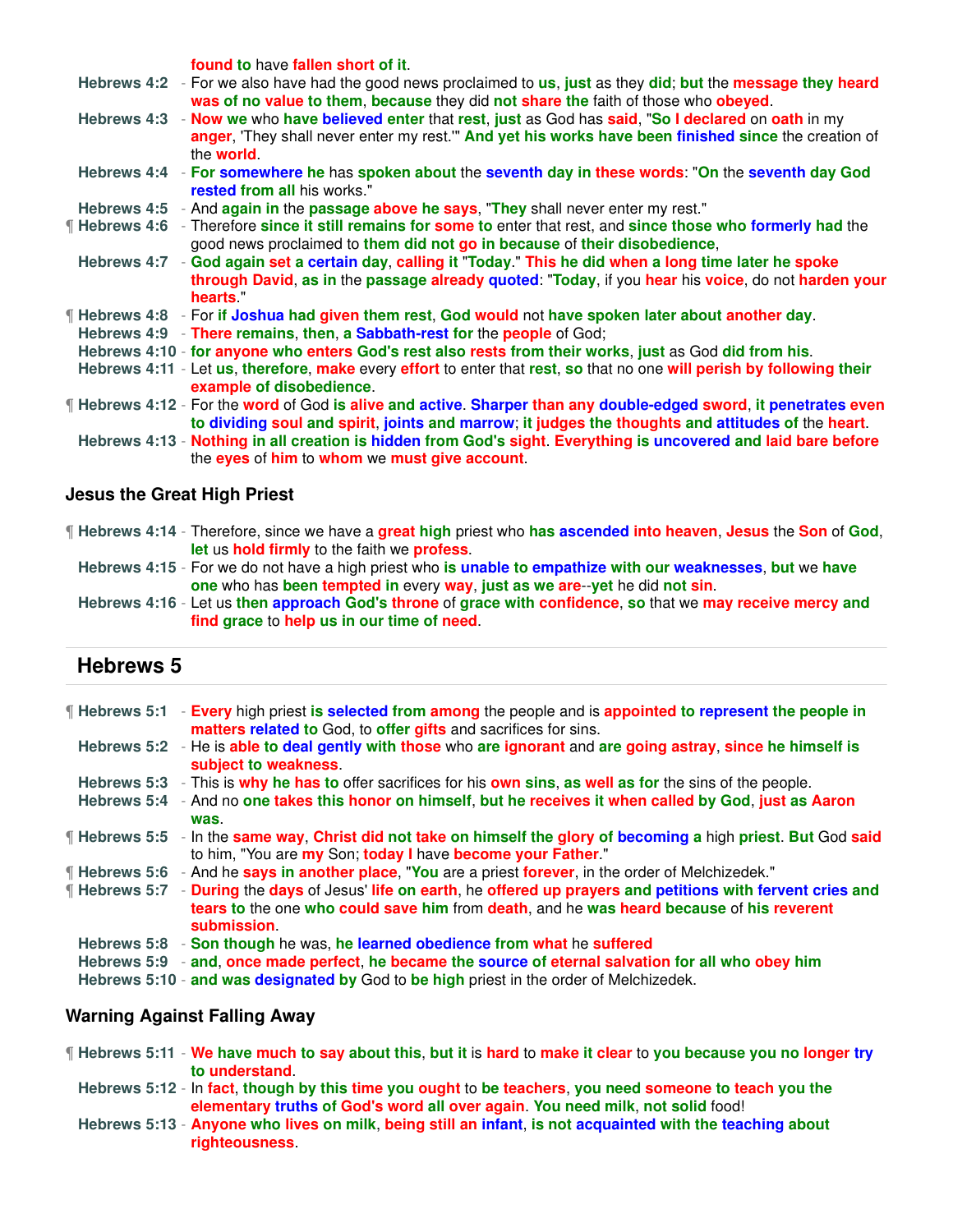found to have fallen short of it.

**Hebrews 4:2** - For we also have had the good news proclaimed to us, just as they did; but the message they heard was of no value to them, because they did not share the faith of those who obeyed.

**Hebrews 4:3** - Now we who have believed enter that rest, just as God has said, "So I declared on oath in my anger, 'They shall never enter my rest.'" And yet his works have been finished since the creation of the world.

**Hebrews 4:4** - For somewhere he has spoken about the seventh day in these words: "On the seventh day God rested from all his works."

**Hebrews 4:5** - And again in the passage above he says, "They shall never enter my rest."

¶ **Hebrews 4:6** - Therefore since it still remains for some to enter that rest, and since those who formerly had the good news proclaimed to them did not go in because of their disobedience,

**Hebrews 4:7** - God again set a certain day, calling it "Today." This he did when a long time later he spoke through David, as in the passage already quoted: "Today, if you hear his voice, do not harden your hearts."

¶ **Hebrews 4:8** - For if Joshua had given them rest, God would not have spoken later about another day.

**Hebrews 4:9** - There remains, then, a Sabbath-rest for the people of God;

**Hebrews 4:10** - for anyone who enters God's rest also rests from their works, just as God did from his.

**Hebrews 4:11** - Let us, therefore, make every effort to enter that rest, so that no one will perish by following their example of disobedience.

¶ **Hebrews 4:12** - For the word of God is alive and active. Sharper than any double-edged sword, it penetrates even to dividing soul and spirit, joints and marrow; it judges the thoughts and attitudes of the heart.

**Hebrews 4:13** - Nothing in all creation is hidden from God's sight. Everything is uncovered and laid bare before the eyes of him to whom we must give account.

### Jesus the Great High Priest

¶ **Hebrews 4:14** - Therefore, since we have a great high priest who has ascended into heaven, Jesus the Son of God, let us hold firmly to the faith we profess.

**Hebrews 4:15** - For we do not have a high priest who is unable to empathize with our weaknesses, but we have one who has been tempted in every way, just as we are--yet he did not sin.

**Hebrews 4:16** - Let us then approach God's throne of grace with confidence, so that we may receive mercy and find grace to help us in our time of need.

## Hebrews 5

¶ **Hebrews 5:1** - Every high priest is selected from among the people and is appointed to represent the people in matters related to God, to offer gifts and sacrifices for sins.

**Hebrews 5:2** - He is able to deal gently with those who are ignorant and are going astray, since he himself is subject to weakness.

**Hebrews 5:3** - This is why he has to offer sacrifices for his own sins, as well as for the sins of the people.

**Hebrews 5:4** - And no one takes this honor on himself, but he receives it when called by God, just as Aaron was.

¶ **Hebrews 5:5** - In the same way, Christ did not take on himself the glory of becoming a high priest. But God said to him, "You are my Son; today I have become your Father."

¶ **Hebrews 5:6** - And he says in another place, "You are a priest forever, in the order of Melchizedek."

¶ **Hebrews 5:7** - During the days of Jesus' life on earth, he offered up prayers and petitions with fervent cries and tears to the one who could save him from death, and he was heard because of his reverent submission.

**Hebrews 5:8** - Son though he was, he learned obedience from what he suffered

**Hebrews 5:9** - and, once made perfect, he became the source of eternal salvation for all who obey him

**Hebrews 5:10** - and was designated by God to be high priest in the order of Melchizedek.

### Warning Against Falling Away

¶ **Hebrews 5:11** - We have much to say about this, but it is hard to make it clear to you because you no longer try to understand.

**Hebrews 5:12** - In fact, though by this time you ought to be teachers, you need someone to teach you the elementary truths of God's word all over again. You need milk, not solid food!

**Hebrews 5:13** - Anyone who lives on milk, being still an infant, is not acquainted with the teaching about righteousness.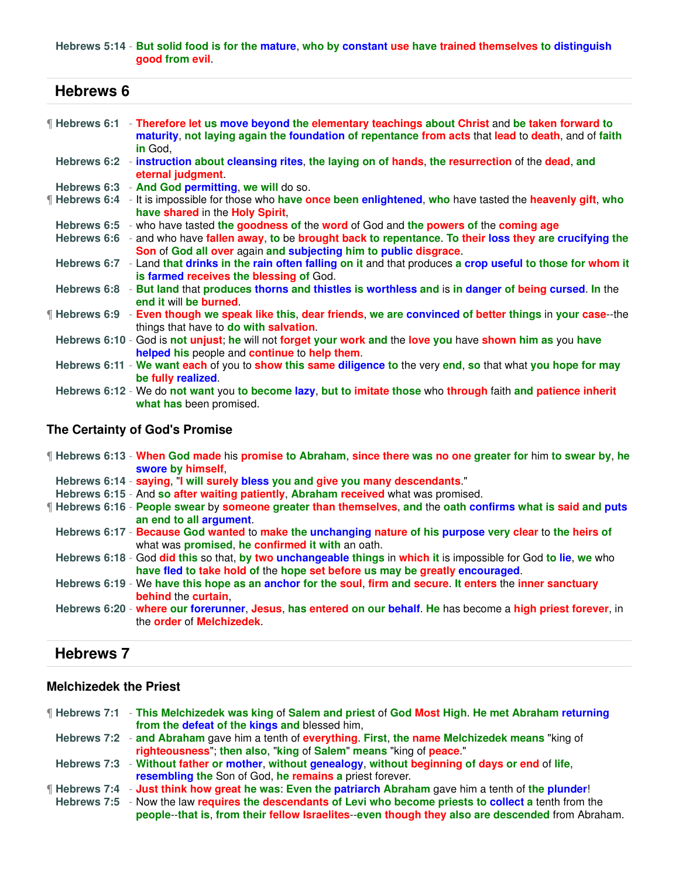Hebrews 5:14 - But solid food is for the mature, who by constant use have trained themselves to distinguish good from evil.

## Hebrews 6

¶ Hebrews 6:1 - Therefore let us move beyond the elementary teachings about Christ and be taken forward to maturity, not laying again the foundation of repentance from acts that lead to death, and of faith in God,

Hebrews 6:2 - instruction about cleansing rites, the laying on of hands, the resurrection of the dead, and eternal judgment.

Hebrews 6:3 - And God permitting, we will do so.

¶ Hebrews 6:4 - It is impossible for those who have once been enlightened, who have tasted the heavenly gift, who have shared in the Holy Spirit,

Hebrews 6:5 - who have tasted the goodness of the word of God and the powers of the coming age

Hebrews 6:6 - and who have fallen away, to be brought back to repentance. To their loss they are crucifying the Son of God all over again and subjecting him to public disgrace.

Hebrews 6:7 - Land that drinks in the rain often falling on it and that produces a crop useful to those for whom it is farmed receives the blessing of God.

Hebrews 6:8 - But land that produces thorns and thistles is worthless and is in danger of being cursed. In the end it will be burned.

¶ Hebrews 6:9 - Even though we speak like this, dear friends, we are convinced of better things in your case--the things that have to do with salvation.

Hebrews 6:10 - God is not unjust; he will not forget your work and the love you have shown him as you have helped his people and continue to help them.

Hebrews 6:11 - We want each of you to show this same diligence to the very end, so that what you hope for may be fully realized.

Hebrews 6:12 - We do not want you to become lazy, but to imitate those who through faith and patience inherit what has been promised.

### The Certainty of God's Promise

¶ Hebrews 6:13 - When God made his promise to Abraham, since there was no one greater for him to swear by, he swore by himself,

Hebrews 6:14 - saying, "I will surely bless you and give you many descendants."

Hebrews 6:15 - And so after waiting patiently, Abraham received what was promised.

¶ Hebrews 6:16 - People swear by someone greater than themselves, and the oath confirms what is said and puts an end to all argument.

Hebrews 6:17 - Because God wanted to make the unchanging nature of his purpose very clear to the heirs of what was promised, he confirmed it with an oath.

Hebrews 6:18 - God did this so that, by two unchangeable things in which it is impossible for God to lie, we who have fled to take hold of the hope set before us may be greatly encouraged.

Hebrews 6:19 - We have this hope as an anchor for the soul, firm and secure. It enters the inner sanctuary behind the curtain,

Hebrews 6:20 - where our forerunner, Jesus, has entered on our behalf. He has become a high priest forever, in the order of Melchizedek.

## Hebrews 7

### Melchizedek the Priest

¶ Hebrews 7:1 - This Melchizedek was king of Salem and priest of God Most High. He met Abraham returning from the defeat of the kings and blessed him,

Hebrews 7:2 - and Abraham gave him a tenth of everything. First, the name Melchizedek means "king of righteousness"; then also, "king of Salem" means "king of peace."

Hebrews 7:3 - Without father or mother, without genealogy, without beginning of days or end of life, resembling the Son of God, he remains a priest forever.

¶ Hebrews 7:4 - Just think how great he was: Even the patriarch Abraham gave him a tenth of the plunder!

Hebrews 7:5 - Now the law requires the descendants of Levi who become priests to collect a tenth from the people--that is, from their fellow Israelites--even though they also are descended from Abraham.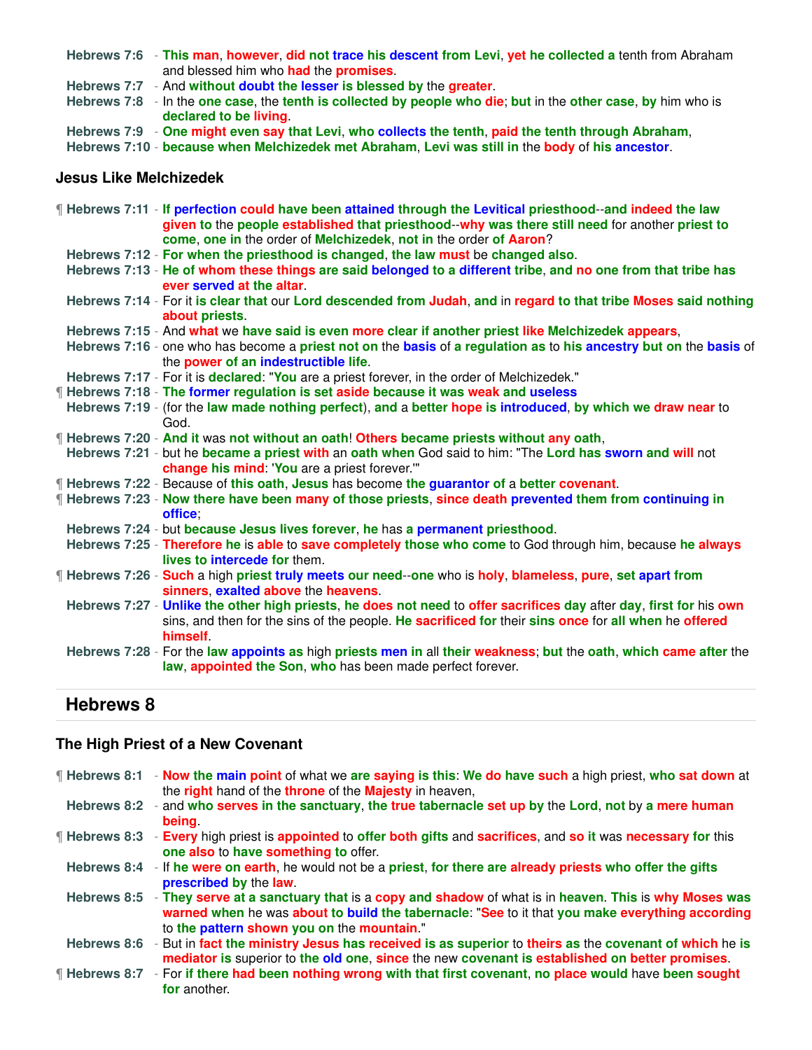Hebrews 7:6 - This man, however, did not trace his descent from Levi, yet he collected a tenth from Abraham and blessed him who had the promises.
Hebrews 7:7 - And without doubt the lesser is blessed by the greater.
Hebrews 7:8 - In the one case, the tenth is collected by people who die; but in the other case, by him who is declared to be living.
Hebrews 7:9 - One might even say that Levi, who collects the tenth, paid the tenth through Abraham,
Hebrews 7:10 - because when Melchizedek met Abraham, Levi was still in the body of his ancestor.

### Jesus Like Melchizedek

¶ Hebrews 7:11 - If perfection could have been attained through the Levitical priesthood--and indeed the law given to the people established that priesthood--why was there still need for another priest to come, one in the order of Melchizedek, not in the order of Aaron?
Hebrews 7:12 - For when the priesthood is changed, the law must be changed also.
Hebrews 7:13 - He of whom these things are said belonged to a different tribe, and no one from that tribe has ever served at the altar.
Hebrews 7:14 - For it is clear that our Lord descended from Judah, and in regard to that tribe Moses said nothing about priests.
Hebrews 7:15 - And what we have said is even more clear if another priest like Melchizedek appears,
Hebrews 7:16 - one who has become a priest not on the basis of a regulation as to his ancestry but on the basis of the power of an indestructible life.
Hebrews 7:17 - For it is declared: "You are a priest forever, in the order of Melchizedek."
¶ Hebrews 7:18 - The former regulation is set aside because it was weak and useless
Hebrews 7:19 - (for the law made nothing perfect), and a better hope is introduced, by which we draw near to God.
¶ Hebrews 7:20 - And it was not without an oath! Others became priests without any oath,
Hebrews 7:21 - but he became a priest with an oath when God said to him: "The Lord has sworn and will not change his mind: 'You are a priest forever.'"
¶ Hebrews 7:22 - Because of this oath, Jesus has become the guarantor of a better covenant.
¶ Hebrews 7:23 - Now there have been many of those priests, since death prevented them from continuing in office;
Hebrews 7:24 - but because Jesus lives forever, he has a permanent priesthood.
Hebrews 7:25 - Therefore he is able to save completely those who come to God through him, because he always lives to intercede for them.
¶ Hebrews 7:26 - Such a high priest truly meets our need--one who is holy, blameless, pure, set apart from sinners, exalted above the heavens.
Hebrews 7:27 - Unlike the other high priests, he does not need to offer sacrifices day after day, first for his own sins, and then for the sins of the people. He sacrificed for their sins once for all when he offered himself.
Hebrews 7:28 - For the law appoints as high priests men in all their weakness; but the oath, which came after the law, appointed the Son, who has been made perfect forever.

## Hebrews 8

### The High Priest of a New Covenant

¶ Hebrews 8:1 - Now the main point of what we are saying is this: We do have such a high priest, who sat down at the right hand of the throne of the Majesty in heaven,
Hebrews 8:2 - and who serves in the sanctuary, the true tabernacle set up by the Lord, not by a mere human being.
¶ Hebrews 8:3 - Every high priest is appointed to offer both gifts and sacrifices, and so it was necessary for this one also to have something to offer.
Hebrews 8:4 - If he were on earth, he would not be a priest, for there are already priests who offer the gifts prescribed by the law.
Hebrews 8:5 - They serve at a sanctuary that is a copy and shadow of what is in heaven. This is why Moses was warned when he was about to build the tabernacle: "See to it that you make everything according to the pattern shown you on the mountain."
Hebrews 8:6 - But in fact the ministry Jesus has received is as superior to theirs as the covenant of which he is mediator is superior to the old one, since the new covenant is established on better promises.
¶ Hebrews 8:7 - For if there had been nothing wrong with that first covenant, no place would have been sought for another.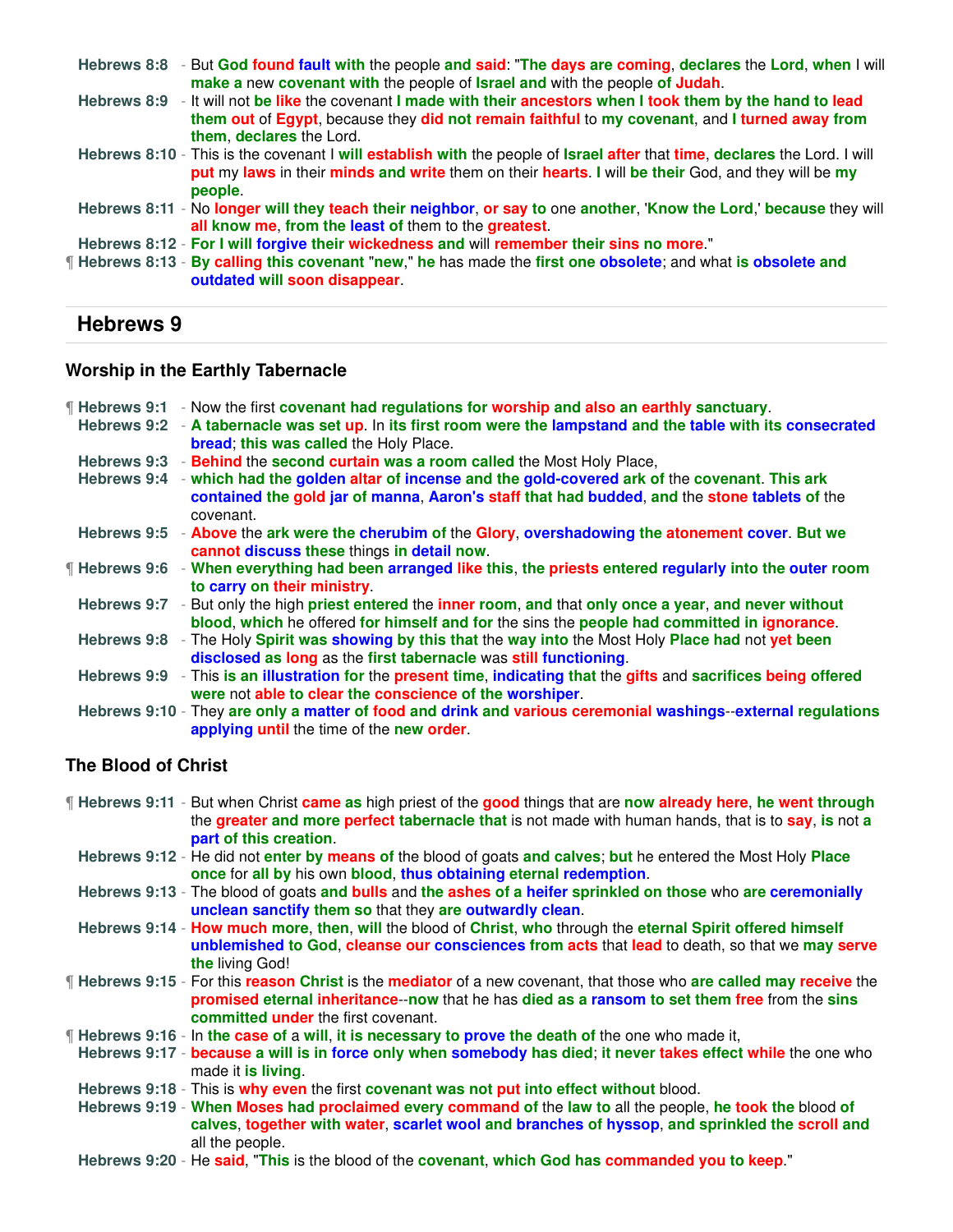**Hebrews 8:8** - But God found fault with the people and said: "The days are coming, declares the Lord, when I will make a new covenant with the people of Israel and with the people of Judah.
**Hebrews 8:9** - It will not be like the covenant I made with their ancestors when I took them by the hand to lead them out of Egypt, because they did not remain faithful to my covenant, and I turned away from them, declares the Lord.
**Hebrews 8:10** - This is the covenant I will establish with the people of Israel after that time, declares the Lord. I will put my laws in their minds and write them on their hearts. I will be their God, and they will be my people.
**Hebrews 8:11** - No longer will they teach their neighbor, or say to one another, 'Know the Lord,' because they will all know me, from the least of them to the greatest.
**Hebrews 8:12** - For I will forgive their wickedness and will remember their sins no more."
¶ **Hebrews 8:13** - By calling this covenant "new," he has made the first one obsolete; and what is obsolete and outdated will soon disappear.

## Hebrews 9

### Worship in the Earthly Tabernacle

¶ **Hebrews 9:1** - Now the first covenant had regulations for worship and also an earthly sanctuary.
**Hebrews 9:2** - A tabernacle was set up. In its first room were the lampstand and the table with its consecrated bread; this was called the Holy Place.
**Hebrews 9:3** - Behind the second curtain was a room called the Most Holy Place,
**Hebrews 9:4** - which had the golden altar of incense and the gold-covered ark of the covenant. This ark contained the gold jar of manna, Aaron's staff that had budded, and the stone tablets of the covenant.
**Hebrews 9:5** - Above the ark were the cherubim of the Glory, overshadowing the atonement cover. But we cannot discuss these things in detail now.
¶ **Hebrews 9:6** - When everything had been arranged like this, the priests entered regularly into the outer room to carry on their ministry.
**Hebrews 9:7** - But only the high priest entered the inner room, and that only once a year, and never without blood, which he offered for himself and for the sins the people had committed in ignorance.
**Hebrews 9:8** - The Holy Spirit was showing by this that the way into the Most Holy Place had not yet been disclosed as long as the first tabernacle was still functioning.
**Hebrews 9:9** - This is an illustration for the present time, indicating that the gifts and sacrifices being offered were not able to clear the conscience of the worshiper.
**Hebrews 9:10** - They are only a matter of food and drink and various ceremonial washings--external regulations applying until the time of the new order.

### The Blood of Christ

¶ **Hebrews 9:11** - But when Christ came as high priest of the good things that are now already here, he went through the greater and more perfect tabernacle that is not made with human hands, that is to say, is not a part of this creation.
**Hebrews 9:12** - He did not enter by means of the blood of goats and calves; but he entered the Most Holy Place once for all by his own blood, thus obtaining eternal redemption.
**Hebrews 9:13** - The blood of goats and bulls and the ashes of a heifer sprinkled on those who are ceremonially unclean sanctify them so that they are outwardly clean.
**Hebrews 9:14** - How much more, then, will the blood of Christ, who through the eternal Spirit offered himself unblemished to God, cleanse our consciences from acts that lead to death, so that we may serve the living God!
¶ **Hebrews 9:15** - For this reason Christ is the mediator of a new covenant, that those who are called may receive the promised eternal inheritance--now that he has died as a ransom to set them free from the sins committed under the first covenant.
¶ **Hebrews 9:16** - In the case of a will, it is necessary to prove the death of the one who made it,
**Hebrews 9:17** - because a will is in force only when somebody has died; it never takes effect while the one who made it is living.
**Hebrews 9:18** - This is why even the first covenant was not put into effect without blood.
**Hebrews 9:19** - When Moses had proclaimed every command of the law to all the people, he took the blood of calves, together with water, scarlet wool and branches of hyssop, and sprinkled the scroll and all the people.
**Hebrews 9:20** - He said, "This is the blood of the covenant, which God has commanded you to keep."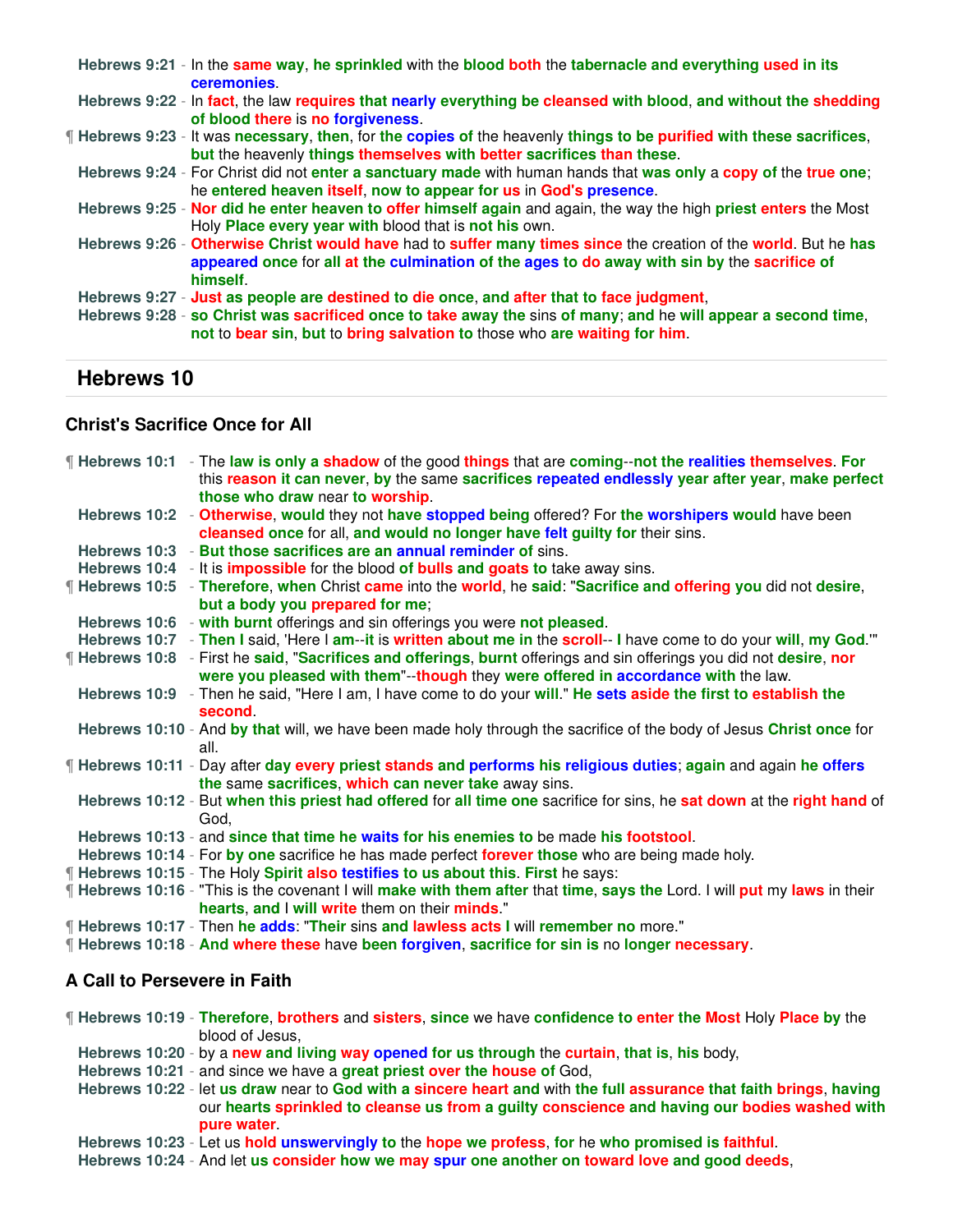**Hebrews 9:21** - In the same way, he sprinkled with the blood both the tabernacle and everything used in its ceremonies.
**Hebrews 9:22** - In fact, the law requires that nearly everything be cleansed with blood, and without the shedding of blood there is no forgiveness.
¶ **Hebrews 9:23** - It was necessary, then, for the copies of the heavenly things to be purified with these sacrifices, but the heavenly things themselves with better sacrifices than these.
**Hebrews 9:24** - For Christ did not enter a sanctuary made with human hands that was only a copy of the true one; he entered heaven itself, now to appear for us in God's presence.
**Hebrews 9:25** - Nor did he enter heaven to offer himself again and again, the way the high priest enters the Most Holy Place every year with blood that is not his own.
**Hebrews 9:26** - Otherwise Christ would have had to suffer many times since the creation of the world. But he has appeared once for all at the culmination of the ages to do away with sin by the sacrifice of himself.
**Hebrews 9:27** - Just as people are destined to die once, and after that to face judgment,
**Hebrews 9:28** - so Christ was sacrificed once to take away the sins of many; and he will appear a second time, not to bear sin, but to bring salvation to those who are waiting for him.

## Hebrews 10

### Christ's Sacrifice Once for All

¶ **Hebrews 10:1** - The law is only a shadow of the good things that are coming--not the realities themselves. For this reason it can never, by the same sacrifices repeated endlessly year after year, make perfect those who draw near to worship.
**Hebrews 10:2** - Otherwise, would they not have stopped being offered? For the worshipers would have been cleansed once for all, and would no longer have felt guilty for their sins.
**Hebrews 10:3** - But those sacrifices are an annual reminder of sins.
**Hebrews 10:4** - It is impossible for the blood of bulls and goats to take away sins.
¶ **Hebrews 10:5** - Therefore, when Christ came into the world, he said: "Sacrifice and offering you did not desire, but a body you prepared for me;
**Hebrews 10:6** - with burnt offerings and sin offerings you were not pleased.
**Hebrews 10:7** - Then I said, 'Here I am--it is written about me in the scroll-- I have come to do your will, my God.'"
¶ **Hebrews 10:8** - First he said, "Sacrifices and offerings, burnt offerings and sin offerings you did not desire, nor were you pleased with them"--though they were offered in accordance with the law.
**Hebrews 10:9** - Then he said, "Here I am, I have come to do your will." He sets aside the first to establish the second.
**Hebrews 10:10** - And by that will, we have been made holy through the sacrifice of the body of Jesus Christ once for all.
¶ **Hebrews 10:11** - Day after day every priest stands and performs his religious duties; again and again he offers the same sacrifices, which can never take away sins.
**Hebrews 10:12** - But when this priest had offered for all time one sacrifice for sins, he sat down at the right hand of God,
**Hebrews 10:13** - and since that time he waits for his enemies to be made his footstool.
**Hebrews 10:14** - For by one sacrifice he has made perfect forever those who are being made holy.
¶ **Hebrews 10:15** - The Holy Spirit also testifies to us about this. First he says:
¶ **Hebrews 10:16** - "This is the covenant I will make with them after that time, says the Lord. I will put my laws in their hearts, and I will write them on their minds."
¶ **Hebrews 10:17** - Then he adds: "Their sins and lawless acts I will remember no more."
¶ **Hebrews 10:18** - And where these have been forgiven, sacrifice for sin is no longer necessary.

### A Call to Persevere in Faith

¶ **Hebrews 10:19** - Therefore, brothers and sisters, since we have confidence to enter the Most Holy Place by the blood of Jesus,
**Hebrews 10:20** - by a new and living way opened for us through the curtain, that is, his body,
**Hebrews 10:21** - and since we have a great priest over the house of God,
**Hebrews 10:22** - let us draw near to God with a sincere heart and with the full assurance that faith brings, having our hearts sprinkled to cleanse us from a guilty conscience and having our bodies washed with pure water.
**Hebrews 10:23** - Let us hold unswervingly to the hope we profess, for he who promised is faithful.
**Hebrews 10:24** - And let us consider how we may spur one another on toward love and good deeds,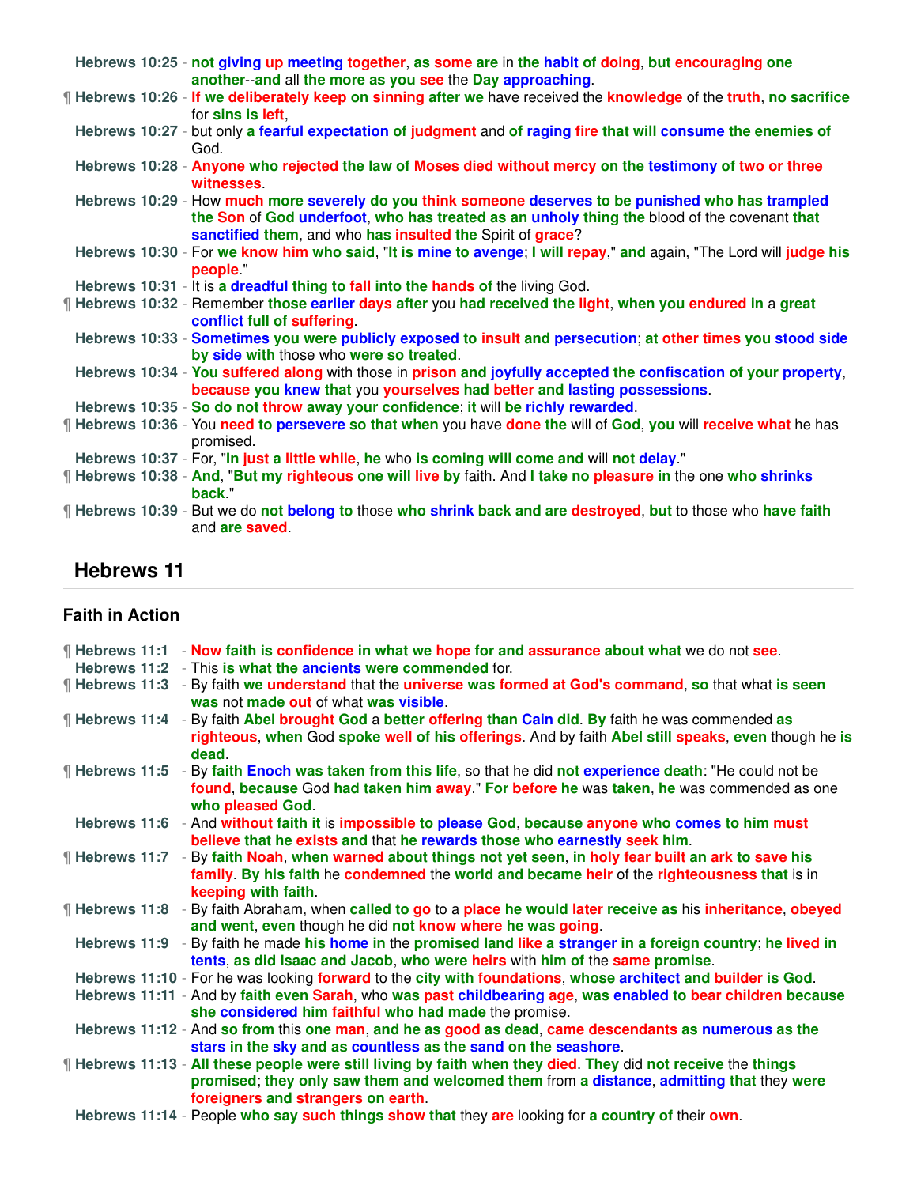**Hebrews 10:25** - not giving up meeting together, as some are in the habit of doing, but encouraging one another--and all the more as you see the Day approaching.

¶ **Hebrews 10:26** - If we deliberately keep on sinning after we have received the knowledge of the truth, no sacrifice for sins is left,

**Hebrews 10:27** - but only a fearful expectation of judgment and of raging fire that will consume the enemies of God.

**Hebrews 10:28** - Anyone who rejected the law of Moses died without mercy on the testimony of two or three witnesses.

**Hebrews 10:29** - How much more severely do you think someone deserves to be punished who has trampled the Son of God underfoot, who has treated as an unholy thing the blood of the covenant that sanctified them, and who has insulted the Spirit of grace?

**Hebrews 10:30** - For we know him who said, "It is mine to avenge; I will repay," and again, "The Lord will judge his people."

**Hebrews 10:31** - It is a dreadful thing to fall into the hands of the living God.

¶ **Hebrews 10:32** - Remember those earlier days after you had received the light, when you endured in a great conflict full of suffering.

**Hebrews 10:33** - Sometimes you were publicly exposed to insult and persecution; at other times you stood side by side with those who were so treated.

**Hebrews 10:34** - You suffered along with those in prison and joyfully accepted the confiscation of your property, because you knew that you yourselves had better and lasting possessions.

**Hebrews 10:35** - So do not throw away your confidence; it will be richly rewarded.

¶ **Hebrews 10:36** - You need to persevere so that when you have done the will of God, you will receive what he has promised.

**Hebrews 10:37** - For, "In just a little while, he who is coming will come and will not delay."

¶ **Hebrews 10:38** - And, "But my righteous one will live by faith. And I take no pleasure in the one who shrinks back."

¶ **Hebrews 10:39** - But we do not belong to those who shrink back and are destroyed, but to those who have faith and are saved.

## Hebrews 11

### Faith in Action

¶ **Hebrews 11:1** - Now faith is confidence in what we hope for and assurance about what we do not see.

**Hebrews 11:2** - This is what the ancients were commended for.

¶ **Hebrews 11:3** - By faith we understand that the universe was formed at God's command, so that what is seen was not made out of what was visible.

¶ **Hebrews 11:4** - By faith Abel brought God a better offering than Cain did. By faith he was commended as righteous, when God spoke well of his offerings. And by faith Abel still speaks, even though he is dead.

¶ **Hebrews 11:5** - By faith Enoch was taken from this life, so that he did not experience death: "He could not be found, because God had taken him away." For before he was taken, he was commended as one who pleased God.

**Hebrews 11:6** - And without faith it is impossible to please God, because anyone who comes to him must believe that he exists and that he rewards those who earnestly seek him.

¶ **Hebrews 11:7** - By faith Noah, when warned about things not yet seen, in holy fear built an ark to save his family. By his faith he condemned the world and became heir of the righteousness that is in keeping with faith.

¶ **Hebrews 11:8** - By faith Abraham, when called to go to a place he would later receive as his inheritance, obeyed and went, even though he did not know where he was going.

**Hebrews 11:9** - By faith he made his home in the promised land like a stranger in a foreign country; he lived in tents, as did Isaac and Jacob, who were heirs with him of the same promise.

**Hebrews 11:10** - For he was looking forward to the city with foundations, whose architect and builder is God.

**Hebrews 11:11** - And by faith even Sarah, who was past childbearing age, was enabled to bear children because she considered him faithful who had made the promise.

**Hebrews 11:12** - And so from this one man, and he as good as dead, came descendants as numerous as the stars in the sky and as countless as the sand on the seashore.

¶ **Hebrews 11:13** - All these people were still living by faith when they died. They did not receive the things promised; they only saw them and welcomed them from a distance, admitting that they were foreigners and strangers on earth.

**Hebrews 11:14** - People who say such things show that they are looking for a country of their own.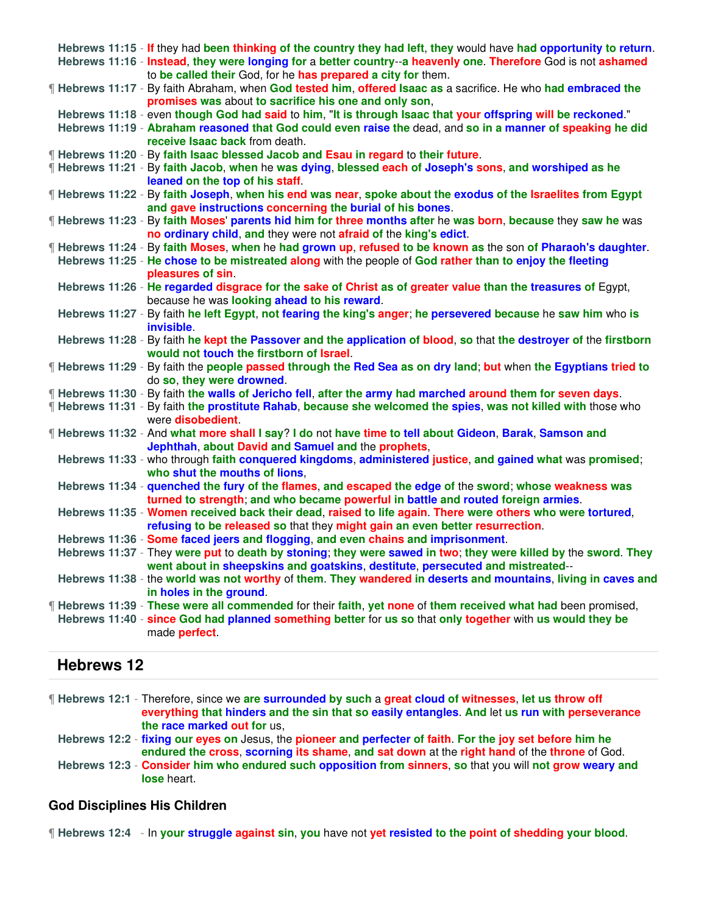**Hebrews 11:15** - If they had been thinking of the country they had left, they would have had opportunity to return.
**Hebrews 11:16** - Instead, they were longing for a better country--a heavenly one. Therefore God is not ashamed to be called their God, for he has prepared a city for them.
¶ **Hebrews 11:17** - By faith Abraham, when God tested him, offered Isaac as a sacrifice. He who had embraced the promises was about to sacrifice his one and only son,
**Hebrews 11:18** - even though God had said to him, "It is through Isaac that your offspring will be reckoned."
**Hebrews 11:19** - Abraham reasoned that God could even raise the dead, and so in a manner of speaking he did receive Isaac back from death.
¶ **Hebrews 11:20** - By faith Isaac blessed Jacob and Esau in regard to their future.
¶ **Hebrews 11:21** - By faith Jacob, when he was dying, blessed each of Joseph's sons, and worshiped as he leaned on the top of his staff.
¶ **Hebrews 11:22** - By faith Joseph, when his end was near, spoke about the exodus of the Israelites from Egypt and gave instructions concerning the burial of his bones.
¶ **Hebrews 11:23** - By faith Moses' parents hid him for three months after he was born, because they saw he was no ordinary child, and they were not afraid of the king's edict.
¶ **Hebrews 11:24** - By faith Moses, when he had grown up, refused to be known as the son of Pharaoh's daughter.
**Hebrews 11:25** - He chose to be mistreated along with the people of God rather than to enjoy the fleeting pleasures of sin.
**Hebrews 11:26** - He regarded disgrace for the sake of Christ as of greater value than the treasures of Egypt, because he was looking ahead to his reward.
**Hebrews 11:27** - By faith he left Egypt, not fearing the king's anger; he persevered because he saw him who is invisible.
**Hebrews 11:28** - By faith he kept the Passover and the application of blood, so that the destroyer of the firstborn would not touch the firstborn of Israel.
¶ **Hebrews 11:29** - By faith the people passed through the Red Sea as on dry land; but when the Egyptians tried to do so, they were drowned.
¶ **Hebrews 11:30** - By faith the walls of Jericho fell, after the army had marched around them for seven days.
¶ **Hebrews 11:31** - By faith the prostitute Rahab, because she welcomed the spies, was not killed with those who were disobedient.
¶ **Hebrews 11:32** - And what more shall I say? I do not have time to tell about Gideon, Barak, Samson and Jephthah, about David and Samuel and the prophets,
**Hebrews 11:33** - who through faith conquered kingdoms, administered justice, and gained what was promised; who shut the mouths of lions,
**Hebrews 11:34** - quenched the fury of the flames, and escaped the edge of the sword; whose weakness was turned to strength; and who became powerful in battle and routed foreign armies.
**Hebrews 11:35** - Women received back their dead, raised to life again. There were others who were tortured, refusing to be released so that they might gain an even better resurrection.
**Hebrews 11:36** - Some faced jeers and flogging, and even chains and imprisonment.
**Hebrews 11:37** - They were put to death by stoning; they were sawed in two; they were killed by the sword. They went about in sheepskins and goatskins, destitute, persecuted and mistreated--
**Hebrews 11:38** - the world was not worthy of them. They wandered in deserts and mountains, living in caves and in holes in the ground.
¶ **Hebrews 11:39** - These were all commended for their faith, yet none of them received what had been promised,
**Hebrews 11:40** - since God had planned something better for us so that only together with us would they be made perfect.

## Hebrews 12

¶ **Hebrews 12:1** - Therefore, since we are surrounded by such a great cloud of witnesses, let us throw off everything that hinders and the sin that so easily entangles. And let us run with perseverance the race marked out for us,
**Hebrews 12:2** - fixing our eyes on Jesus, the pioneer and perfecter of faith. For the joy set before him he endured the cross, scorning its shame, and sat down at the right hand of the throne of God.
**Hebrews 12:3** - Consider him who endured such opposition from sinners, so that you will not grow weary and lose heart.

### God Disciplines His Children

¶ **Hebrews 12:4** - In your struggle against sin, you have not yet resisted to the point of shedding your blood.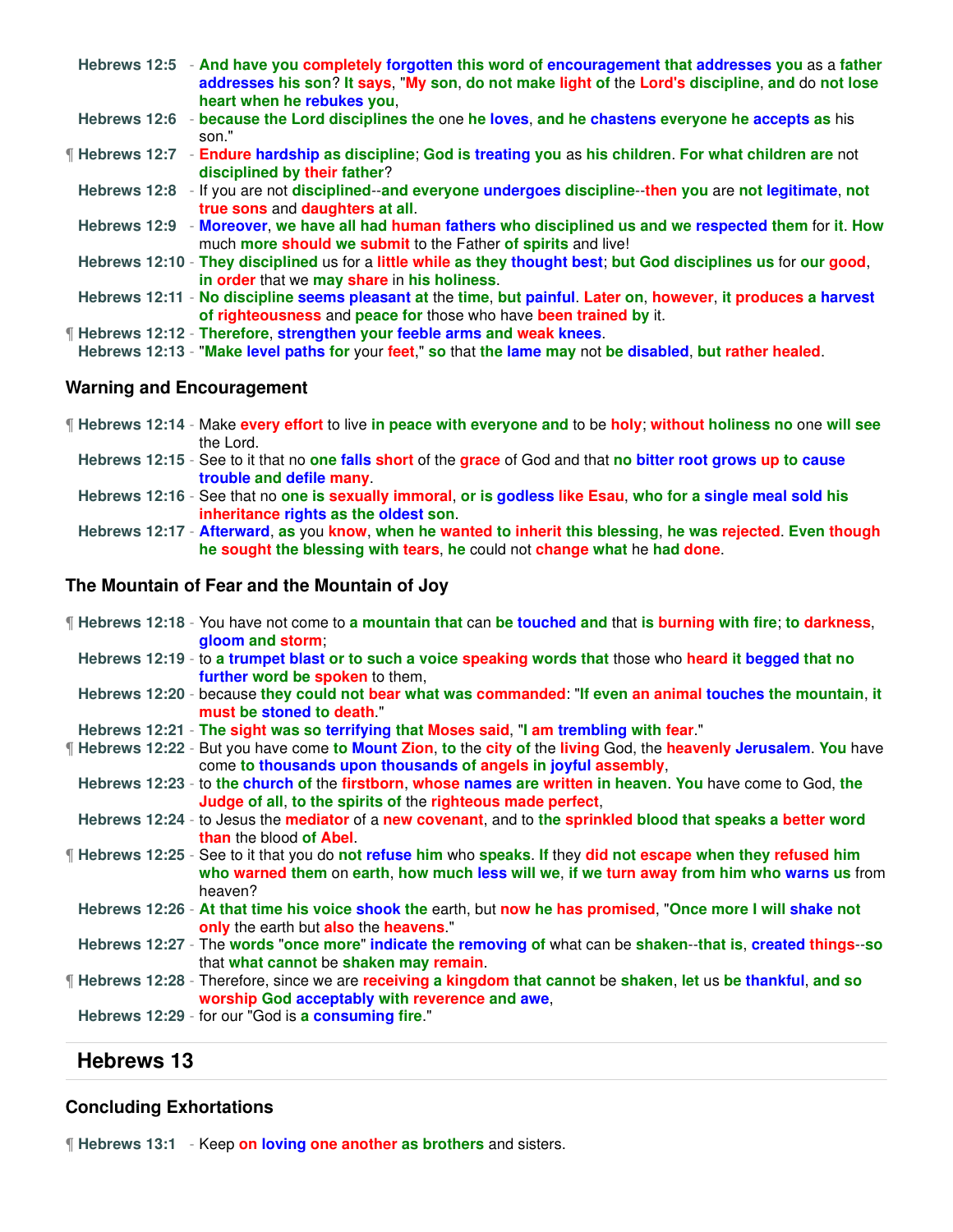Hebrews 12:5 - And have you completely forgotten this word of encouragement that addresses you as a father addresses his son? It says, "My son, do not make light of the Lord's discipline, and do not lose heart when he rebukes you,

Hebrews 12:6 - because the Lord disciplines the one he loves, and he chastens everyone he accepts as his son."

¶ Hebrews 12:7 - Endure hardship as discipline; God is treating you as his children. For what children are not disciplined by their father?

Hebrews 12:8 - If you are not disciplined--and everyone undergoes discipline--then you are not legitimate, not true sons and daughters at all.

Hebrews 12:9 - Moreover, we have all had human fathers who disciplined us and we respected them for it. How much more should we submit to the Father of spirits and live!

Hebrews 12:10 - They disciplined us for a little while as they thought best; but God disciplines us for our good, in order that we may share in his holiness.

Hebrews 12:11 - No discipline seems pleasant at the time, but painful. Later on, however, it produces a harvest of righteousness and peace for those who have been trained by it.

¶ Hebrews 12:12 - Therefore, strengthen your feeble arms and weak knees.

Hebrews 12:13 - "Make level paths for your feet," so that the lame may not be disabled, but rather healed.

### Warning and Encouragement

¶ Hebrews 12:14 - Make every effort to live in peace with everyone and to be holy; without holiness no one will see the Lord.

Hebrews 12:15 - See to it that no one falls short of the grace of God and that no bitter root grows up to cause trouble and defile many.

Hebrews 12:16 - See that no one is sexually immoral, or is godless like Esau, who for a single meal sold his inheritance rights as the oldest son.

Hebrews 12:17 - Afterward, as you know, when he wanted to inherit this blessing, he was rejected. Even though he sought the blessing with tears, he could not change what he had done.

### The Mountain of Fear and the Mountain of Joy

¶ Hebrews 12:18 - You have not come to a mountain that can be touched and that is burning with fire; to darkness, gloom and storm;

Hebrews 12:19 - to a trumpet blast or to such a voice speaking words that those who heard it begged that no further word be spoken to them,

Hebrews 12:20 - because they could not bear what was commanded: "If even an animal touches the mountain, it must be stoned to death."

Hebrews 12:21 - The sight was so terrifying that Moses said, "I am trembling with fear."

¶ Hebrews 12:22 - But you have come to Mount Zion, to the city of the living God, the heavenly Jerusalem. You have come to thousands upon thousands of angels in joyful assembly,

Hebrews 12:23 - to the church of the firstborn, whose names are written in heaven. You have come to God, the Judge of all, to the spirits of the righteous made perfect,

Hebrews 12:24 - to Jesus the mediator of a new covenant, and to the sprinkled blood that speaks a better word than the blood of Abel.

¶ Hebrews 12:25 - See to it that you do not refuse him who speaks. If they did not escape when they refused him who warned them on earth, how much less will we, if we turn away from him who warns us from heaven?

Hebrews 12:26 - At that time his voice shook the earth, but now he has promised, "Once more I will shake not only the earth but also the heavens."

Hebrews 12:27 - The words "once more" indicate the removing of what can be shaken--that is, created things--so that what cannot be shaken may remain.

¶ Hebrews 12:28 - Therefore, since we are receiving a kingdom that cannot be shaken, let us be thankful, and so worship God acceptably with reverence and awe,

Hebrews 12:29 - for our "God is a consuming fire."

## Hebrews 13

### Concluding Exhortations

¶ Hebrews 13:1 - Keep on loving one another as brothers and sisters.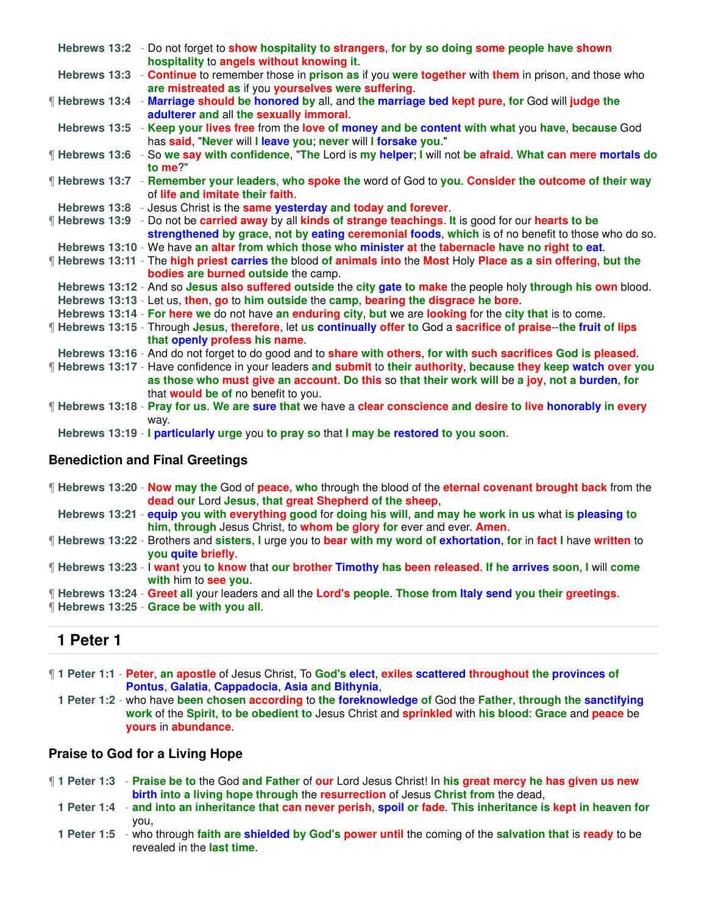**Hebrews 13:2** - Do not forget to show hospitality to strangers, for by so doing some people have shown hospitality to angels without knowing it.

**Hebrews 13:3** - Continue to remember those in prison as if you were together with them in prison, and those who are mistreated as if you yourselves were suffering.

¶ **Hebrews 13:4** - Marriage should be honored by all, and the marriage bed kept pure, for God will judge the adulterer and all the sexually immoral.

**Hebrews 13:5** - Keep your lives free from the love of money and be content with what you have, because God has said, "Never will I leave you; never will I forsake you."

¶ **Hebrews 13:6** - So we say with confidence, "The Lord is my helper; I will not be afraid. What can mere mortals do to me?"

¶ **Hebrews 13:7** - Remember your leaders, who spoke the word of God to you. Consider the outcome of their way of life and imitate their faith.

**Hebrews 13:8** - Jesus Christ is the same yesterday and today and forever.

¶ **Hebrews 13:9** - Do not be carried away by all kinds of strange teachings. It is good for our hearts to be strengthened by grace, not by eating ceremonial foods, which is of no benefit to those who do so.

**Hebrews 13:10** - We have an altar from which those who minister at the tabernacle have no right to eat.

¶ **Hebrews 13:11** - The high priest carries the blood of animals into the Most Holy Place as a sin offering, but the bodies are burned outside the camp.

**Hebrews 13:12** - And so Jesus also suffered outside the city gate to make the people holy through his own blood.

**Hebrews 13:13** - Let us, then, go to him outside the camp, bearing the disgrace he bore.

**Hebrews 13:14** - For here we do not have an enduring city, but we are looking for the city that is to come.

¶ **Hebrews 13:15** - Through Jesus, therefore, let us continually offer to God a sacrifice of praise--the fruit of lips that openly profess his name.

**Hebrews 13:16** - And do not forget to do good and to share with others, for with such sacrifices God is pleased.

¶ **Hebrews 13:17** - Have confidence in your leaders and submit to their authority, because they keep watch over you as those who must give an account. Do this so that their work will be a joy, not a burden, for that would be of no benefit to you.

¶ **Hebrews 13:18** - Pray for us. We are sure that we have a clear conscience and desire to live honorably in every way.

**Hebrews 13:19** - I particularly urge you to pray so that I may be restored to you soon.

### Benediction and Final Greetings

¶ **Hebrews 13:20** - Now may the God of peace, who through the blood of the eternal covenant brought back from the dead our Lord Jesus, that great Shepherd of the sheep,

**Hebrews 13:21** - equip you with everything good for doing his will, and may he work in us what is pleasing to him, through Jesus Christ, to whom be glory for ever and ever. Amen.

¶ **Hebrews 13:22** - Brothers and sisters, I urge you to bear with my word of exhortation, for in fact I have written to you quite briefly.

¶ **Hebrews 13:23** - I want you to know that our brother Timothy has been released. If he arrives soon, I will come with him to see you.

¶ **Hebrews 13:24** - Greet all your leaders and all the Lord's people. Those from Italy send you their greetings.

¶ **Hebrews 13:25** - Grace be with you all.

## 1 Peter 1

¶ **1 Peter 1:1** - Peter, an apostle of Jesus Christ, To God's elect, exiles scattered throughout the provinces of Pontus, Galatia, Cappadocia, Asia and Bithynia,

**1 Peter 1:2** - who have been chosen according to the foreknowledge of God the Father, through the sanctifying work of the Spirit, to be obedient to Jesus Christ and sprinkled with his blood: Grace and peace be yours in abundance.

### Praise to God for a Living Hope

¶ **1 Peter 1:3** - Praise be to the God and Father of our Lord Jesus Christ! In his great mercy he has given us new birth into a living hope through the resurrection of Jesus Christ from the dead,

**1 Peter 1:4** - and into an inheritance that can never perish, spoil or fade. This inheritance is kept in heaven for you,

**1 Peter 1:5** - who through faith are shielded by God's power until the coming of the salvation that is ready to be revealed in the last time.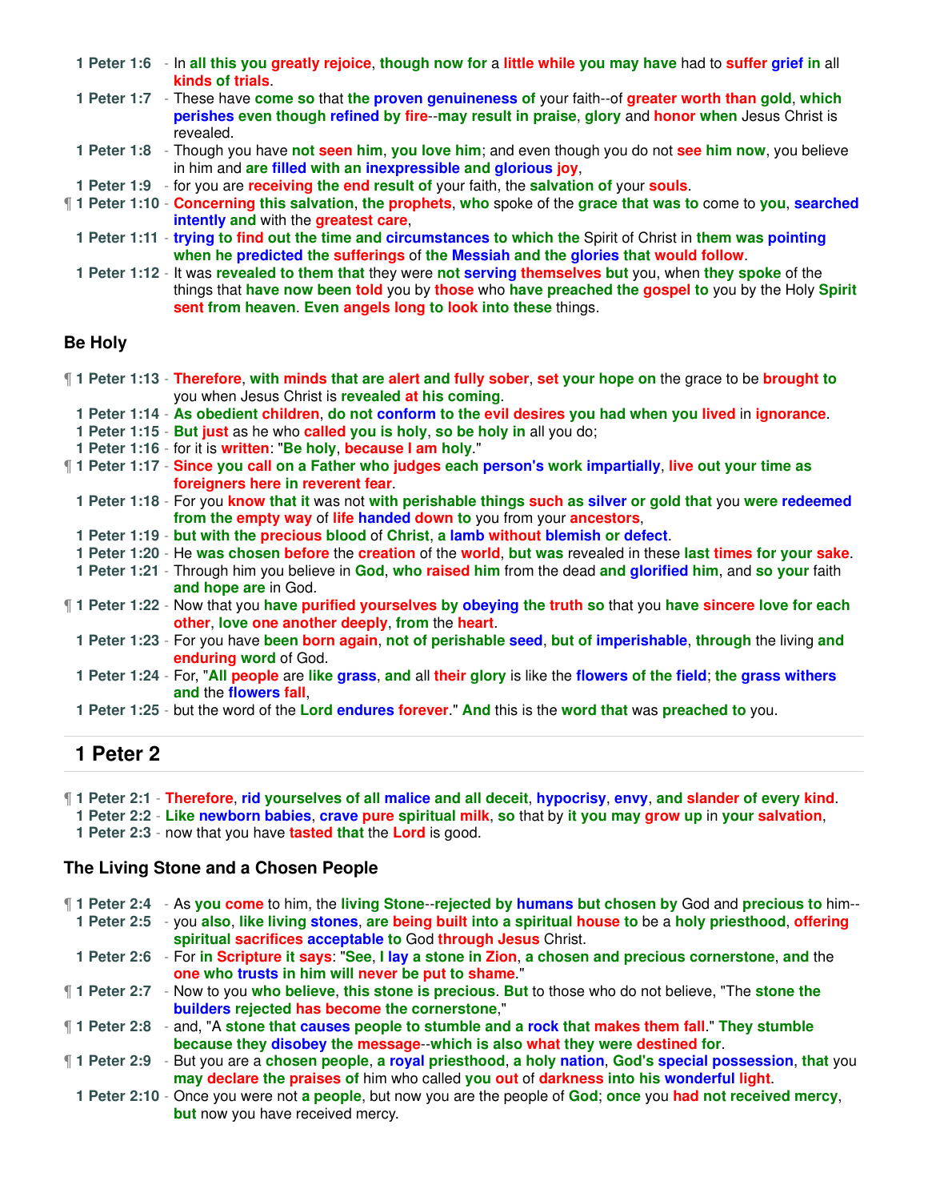**1 Peter 1:6** - In all this you greatly rejoice, though now for a little while you may have had to suffer grief in all kinds of trials.

**1 Peter 1:7** - These have come so that the proven genuineness of your faith--of greater worth than gold, which perishes even though refined by fire--may result in praise, glory and honor when Jesus Christ is revealed.

**1 Peter 1:8** - Though you have not seen him, you love him; and even though you do not see him now, you believe in him and are filled with an inexpressible and glorious joy,

**1 Peter 1:9** - for you are receiving the end result of your faith, the salvation of your souls.

¶ **1 Peter 1:10** - Concerning this salvation, the prophets, who spoke of the grace that was to come to you, searched intently and with the greatest care,

**1 Peter 1:11** - trying to find out the time and circumstances to which the Spirit of Christ in them was pointing when he predicted the sufferings of the Messiah and the glories that would follow.

**1 Peter 1:12** - It was revealed to them that they were not serving themselves but you, when they spoke of the things that have now been told you by those who have preached the gospel to you by the Holy Spirit sent from heaven. Even angels long to look into these things.

### Be Holy

¶ **1 Peter 1:13** - Therefore, with minds that are alert and fully sober, set your hope on the grace to be brought to you when Jesus Christ is revealed at his coming.

**1 Peter 1:14** - As obedient children, do not conform to the evil desires you had when you lived in ignorance.

**1 Peter 1:15** - But just as he who called you is holy, so be holy in all you do;

**1 Peter 1:16** - for it is written: "Be holy, because I am holy."

¶ **1 Peter 1:17** - Since you call on a Father who judges each person's work impartially, live out your time as foreigners here in reverent fear.

**1 Peter 1:18** - For you know that it was not with perishable things such as silver or gold that you were redeemed from the empty way of life handed down to you from your ancestors,

**1 Peter 1:19** - but with the precious blood of Christ, a lamb without blemish or defect.

**1 Peter 1:20** - He was chosen before the creation of the world, but was revealed in these last times for your sake.

**1 Peter 1:21** - Through him you believe in God, who raised him from the dead and glorified him, and so your faith and hope are in God.

¶ **1 Peter 1:22** - Now that you have purified yourselves by obeying the truth so that you have sincere love for each other, love one another deeply, from the heart.

**1 Peter 1:23** - For you have been born again, not of perishable seed, but of imperishable, through the living and enduring word of God.

**1 Peter 1:24** - For, "All people are like grass, and all their glory is like the flowers of the field; the grass withers and the flowers fall,

**1 Peter 1:25** - but the word of the Lord endures forever." And this is the word that was preached to you.

## 1 Peter 2

¶ **1 Peter 2:1** - Therefore, rid yourselves of all malice and all deceit, hypocrisy, envy, and slander of every kind.

**1 Peter 2:2** - Like newborn babies, crave pure spiritual milk, so that by it you may grow up in your salvation,

**1 Peter 2:3** - now that you have tasted that the Lord is good.

### The Living Stone and a Chosen People

¶ **1 Peter 2:4** - As you come to him, the living Stone--rejected by humans but chosen by God and precious to him--

**1 Peter 2:5** - you also, like living stones, are being built into a spiritual house to be a holy priesthood, offering spiritual sacrifices acceptable to God through Jesus Christ.

**1 Peter 2:6** - For in Scripture it says: "See, I lay a stone in Zion, a chosen and precious cornerstone, and the one who trusts in him will never be put to shame."

¶ **1 Peter 2:7** - Now to you who believe, this stone is precious. But to those who do not believe, "The stone the builders rejected has become the cornerstone,"

¶ **1 Peter 2:8** - and, "A stone that causes people to stumble and a rock that makes them fall." They stumble because they disobey the message--which is also what they were destined for.

¶ **1 Peter 2:9** - But you are a chosen people, a royal priesthood, a holy nation, God's special possession, that you may declare the praises of him who called you out of darkness into his wonderful light.

**1 Peter 2:10** - Once you were not a people, but now you are the people of God; once you had not received mercy, but now you have received mercy.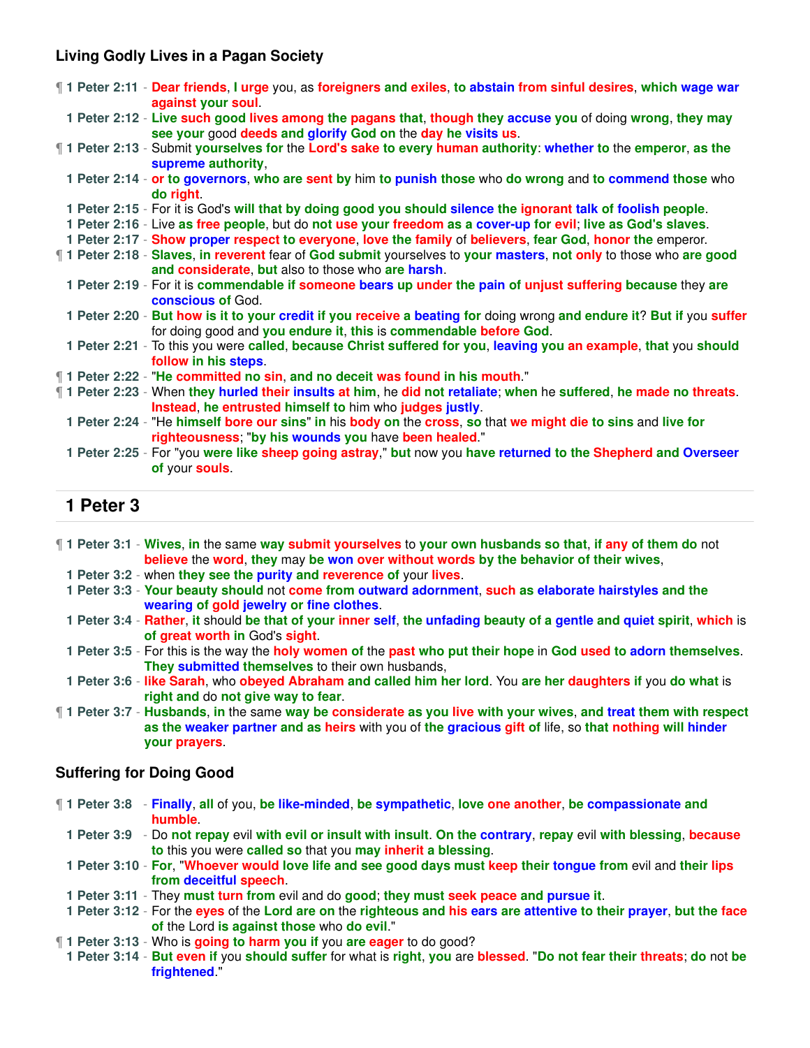### Living Godly Lives in a Pagan Society

¶ 1 Peter 2:11 - Dear friends, I urge you, as foreigners and exiles, to abstain from sinful desires, which wage war against your soul.

1 Peter 2:12 - Live such good lives among the pagans that, though they accuse you of doing wrong, they may see your good deeds and glorify God on the day he visits us.

¶ 1 Peter 2:13 - Submit yourselves for the Lord's sake to every human authority: whether to the emperor, as the supreme authority,

1 Peter 2:14 - or to governors, who are sent by him to punish those who do wrong and to commend those who do right.

1 Peter 2:15 - For it is God's will that by doing good you should silence the ignorant talk of foolish people.

1 Peter 2:16 - Live as free people, but do not use your freedom as a cover-up for evil; live as God's slaves.

1 Peter 2:17 - Show proper respect to everyone, love the family of believers, fear God, honor the emperor.

¶ 1 Peter 2:18 - Slaves, in reverent fear of God submit yourselves to your masters, not only to those who are good and considerate, but also to those who are harsh.

1 Peter 2:19 - For it is commendable if someone bears up under the pain of unjust suffering because they are conscious of God.

1 Peter 2:20 - But how is it to your credit if you receive a beating for doing wrong and endure it? But if you suffer for doing good and you endure it, this is commendable before God.

1 Peter 2:21 - To this you were called, because Christ suffered for you, leaving you an example, that you should follow in his steps.

¶ 1 Peter 2:22 - "He committed no sin, and no deceit was found in his mouth."

¶ 1 Peter 2:23 - When they hurled their insults at him, he did not retaliate; when he suffered, he made no threats. Instead, he entrusted himself to him who judges justly.

1 Peter 2:24 - "He himself bore our sins" in his body on the cross, so that we might die to sins and live for righteousness; "by his wounds you have been healed."

1 Peter 2:25 - For "you were like sheep going astray," but now you have returned to the Shepherd and Overseer of your souls.

## 1 Peter 3

¶ 1 Peter 3:1 - Wives, in the same way submit yourselves to your own husbands so that, if any of them do not believe the word, they may be won over without words by the behavior of their wives,

1 Peter 3:2 - when they see the purity and reverence of your lives.

1 Peter 3:3 - Your beauty should not come from outward adornment, such as elaborate hairstyles and the wearing of gold jewelry or fine clothes.

1 Peter 3:4 - Rather, it should be that of your inner self, the unfading beauty of a gentle and quiet spirit, which is of great worth in God's sight.

1 Peter 3:5 - For this is the way the holy women of the past who put their hope in God used to adorn themselves. They submitted themselves to their own husbands,

1 Peter 3:6 - like Sarah, who obeyed Abraham and called him her lord. You are her daughters if you do what is right and do not give way to fear.

¶ 1 Peter 3:7 - Husbands, in the same way be considerate as you live with your wives, and treat them with respect as the weaker partner and as heirs with you of the gracious gift of life, so that nothing will hinder your prayers.

### Suffering for Doing Good

¶ 1 Peter 3:8 - Finally, all of you, be like-minded, be sympathetic, love one another, be compassionate and humble.

1 Peter 3:9 - Do not repay evil with evil or insult with insult. On the contrary, repay evil with blessing, because to this you were called so that you may inherit a blessing.

1 Peter 3:10 - For, "Whoever would love life and see good days must keep their tongue from evil and their lips from deceitful speech.

1 Peter 3:11 - They must turn from evil and do good; they must seek peace and pursue it.

1 Peter 3:12 - For the eyes of the Lord are on the righteous and his ears are attentive to their prayer, but the face of the Lord is against those who do evil."

¶ 1 Peter 3:13 - Who is going to harm you if you are eager to do good?

1 Peter 3:14 - But even if you should suffer for what is right, you are blessed. "Do not fear their threats; do not be frightened."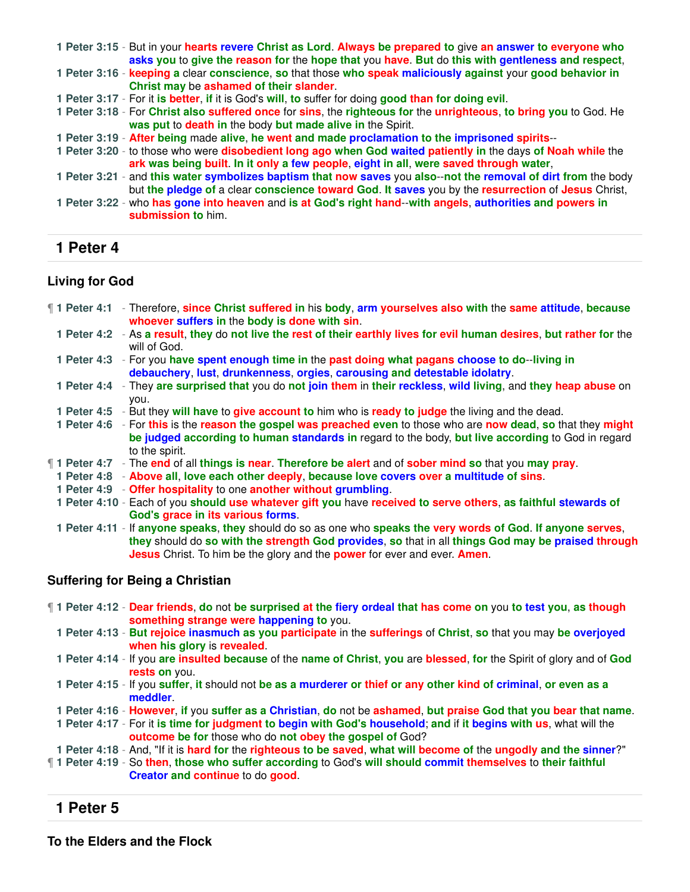**1 Peter 3:15** - But in your hearts revere Christ as Lord. Always be prepared to give an answer to everyone who asks you to give the reason for the hope that you have. But do this with gentleness and respect,
**1 Peter 3:16** - keeping a clear conscience, so that those who speak maliciously against your good behavior in Christ may be ashamed of their slander.
**1 Peter 3:17** - For it is better, if it is God's will, to suffer for doing good than for doing evil.
**1 Peter 3:18** - For Christ also suffered once for sins, the righteous for the unrighteous, to bring you to God. He was put to death in the body but made alive in the Spirit.
**1 Peter 3:19** - After being made alive, he went and made proclamation to the imprisoned spirits--
**1 Peter 3:20** - to those who were disobedient long ago when God waited patiently in the days of Noah while the ark was being built. In it only a few people, eight in all, were saved through water,
**1 Peter 3:21** - and this water symbolizes baptism that now saves you also--not the removal of dirt from the body but the pledge of a clear conscience toward God. It saves you by the resurrection of Jesus Christ,
**1 Peter 3:22** - who has gone into heaven and is at God's right hand--with angels, authorities and powers in submission to him.

## 1 Peter 4

### Living for God

¶ **1 Peter 4:1** - Therefore, since Christ suffered in his body, arm yourselves also with the same attitude, because whoever suffers in the body is done with sin.
**1 Peter 4:2** - As a result, they do not live the rest of their earthly lives for evil human desires, but rather for the will of God.
**1 Peter 4:3** - For you have spent enough time in the past doing what pagans choose to do--living in debauchery, lust, drunkenness, orgies, carousing and detestable idolatry.
**1 Peter 4:4** - They are surprised that you do not join them in their reckless, wild living, and they heap abuse on you.
**1 Peter 4:5** - But they will have to give account to him who is ready to judge the living and the dead.
**1 Peter 4:6** - For this is the reason the gospel was preached even to those who are now dead, so that they might be judged according to human standards in regard to the body, but live according to God in regard to the spirit.
¶ **1 Peter 4:7** - The end of all things is near. Therefore be alert and of sober mind so that you may pray.
**1 Peter 4:8** - Above all, love each other deeply, because love covers over a multitude of sins.
**1 Peter 4:9** - Offer hospitality to one another without grumbling.
**1 Peter 4:10** - Each of you should use whatever gift you have received to serve others, as faithful stewards of God's grace in its various forms.
**1 Peter 4:11** - If anyone speaks, they should do so as one who speaks the very words of God. If anyone serves, they should do so with the strength God provides, so that in all things God may be praised through Jesus Christ. To him be the glory and the power for ever and ever. Amen.

### Suffering for Being a Christian

¶ **1 Peter 4:12** - Dear friends, do not be surprised at the fiery ordeal that has come on you to test you, as though something strange were happening to you.
**1 Peter 4:13** - But rejoice inasmuch as you participate in the sufferings of Christ, so that you may be overjoyed when his glory is revealed.
**1 Peter 4:14** - If you are insulted because of the name of Christ, you are blessed, for the Spirit of glory and of God rests on you.
**1 Peter 4:15** - If you suffer, it should not be as a murderer or thief or any other kind of criminal, or even as a meddler.
**1 Peter 4:16** - However, if you suffer as a Christian, do not be ashamed, but praise God that you bear that name.
**1 Peter 4:17** - For it is time for judgment to begin with God's household; and if it begins with us, what will the outcome be for those who do not obey the gospel of God?
**1 Peter 4:18** - And, "If it is hard for the righteous to be saved, what will become of the ungodly and the sinner?"
¶ **1 Peter 4:19** - So then, those who suffer according to God's will should commit themselves to their faithful Creator and continue to do good.

## 1 Peter 5

### To the Elders and the Flock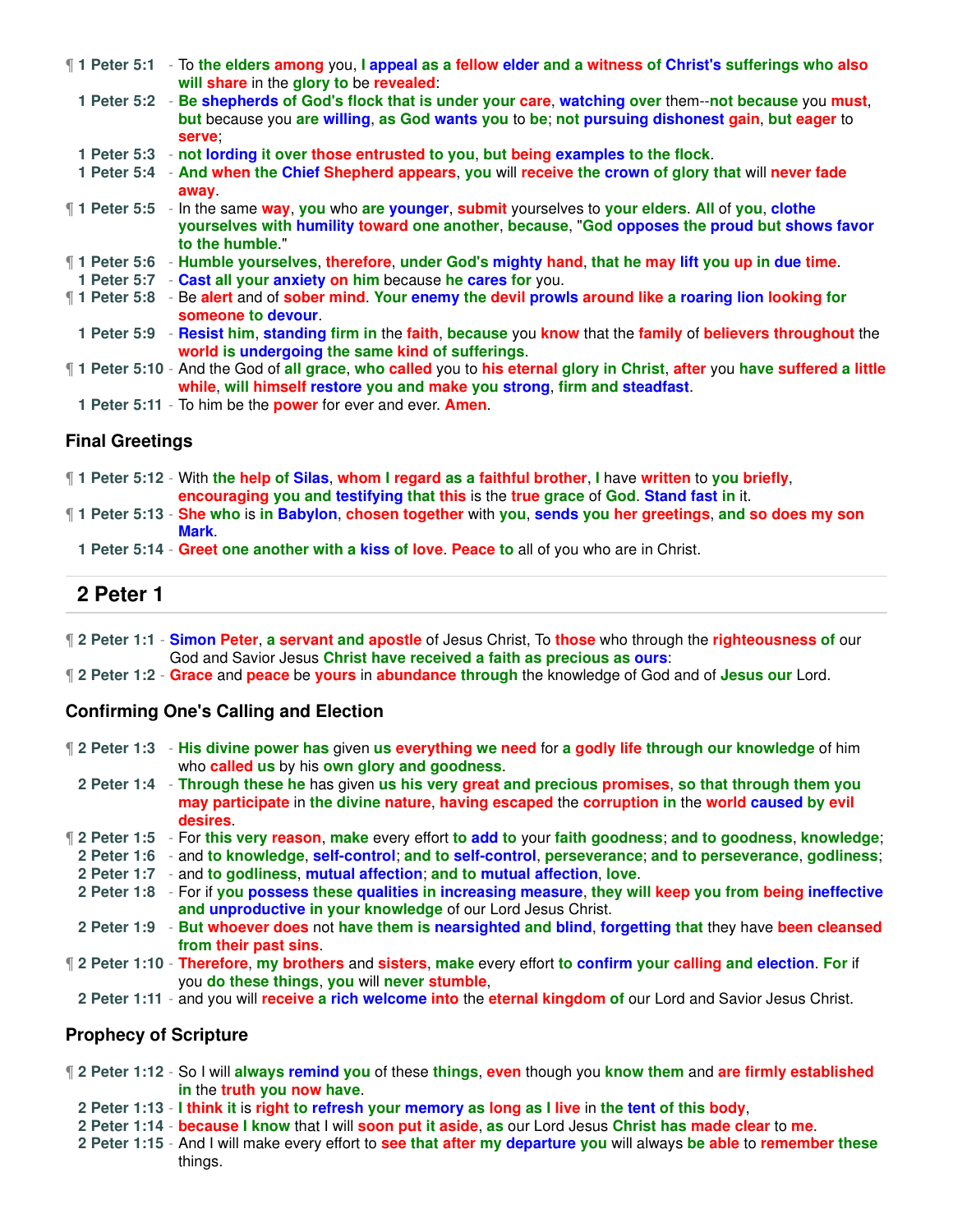¶ **1 Peter 5:1** - To the elders among you, I appeal as a fellow elder and a witness of Christ's sufferings who also will share in the glory to be revealed:
**1 Peter 5:2** - Be shepherds of God's flock that is under your care, watching over them--not because you must, but because you are willing, as God wants you to be; not pursuing dishonest gain, but eager to serve;
**1 Peter 5:3** - not lording it over those entrusted to you, but being examples to the flock.
**1 Peter 5:4** - And when the Chief Shepherd appears, you will receive the crown of glory that will never fade away.
¶ **1 Peter 5:5** - In the same way, you who are younger, submit yourselves to your elders. All of you, clothe yourselves with humility toward one another, because, "God opposes the proud but shows favor to the humble."
¶ **1 Peter 5:6** - Humble yourselves, therefore, under God's mighty hand, that he may lift you up in due time.
**1 Peter 5:7** - Cast all your anxiety on him because he cares for you.
¶ **1 Peter 5:8** - Be alert and of sober mind. Your enemy the devil prowls around like a roaring lion looking for someone to devour.
**1 Peter 5:9** - Resist him, standing firm in the faith, because you know that the family of believers throughout the world is undergoing the same kind of sufferings.
¶ **1 Peter 5:10** - And the God of all grace, who called you to his eternal glory in Christ, after you have suffered a little while, will himself restore you and make you strong, firm and steadfast.
**1 Peter 5:11** - To him be the power for ever and ever. Amen.

### Final Greetings

¶ **1 Peter 5:12** - With the help of Silas, whom I regard as a faithful brother, I have written to you briefly, encouraging you and testifying that this is the true grace of God. Stand fast in it.
¶ **1 Peter 5:13** - She who is in Babylon, chosen together with you, sends you her greetings, and so does my son Mark.
**1 Peter 5:14** - Greet one another with a kiss of love. Peace to all of you who are in Christ.

## 2 Peter 1

¶ **2 Peter 1:1** - Simon Peter, a servant and apostle of Jesus Christ, To those who through the righteousness of our God and Savior Jesus Christ have received a faith as precious as ours:
¶ **2 Peter 1:2** - Grace and peace be yours in abundance through the knowledge of God and of Jesus our Lord.

### Confirming One's Calling and Election

¶ **2 Peter 1:3** - His divine power has given us everything we need for a godly life through our knowledge of him who called us by his own glory and goodness.
**2 Peter 1:4** - Through these he has given us his very great and precious promises, so that through them you may participate in the divine nature, having escaped the corruption in the world caused by evil desires.
¶ **2 Peter 1:5** - For this very reason, make every effort to add to your faith goodness; and to goodness, knowledge;
**2 Peter 1:6** - and to knowledge, self-control; and to self-control, perseverance; and to perseverance, godliness;
**2 Peter 1:7** - and to godliness, mutual affection; and to mutual affection, love.
**2 Peter 1:8** - For if you possess these qualities in increasing measure, they will keep you from being ineffective and unproductive in your knowledge of our Lord Jesus Christ.
**2 Peter 1:9** - But whoever does not have them is nearsighted and blind, forgetting that they have been cleansed from their past sins.
¶ **2 Peter 1:10** - Therefore, my brothers and sisters, make every effort to confirm your calling and election. For if you do these things, you will never stumble,
**2 Peter 1:11** - and you will receive a rich welcome into the eternal kingdom of our Lord and Savior Jesus Christ.

### Prophecy of Scripture

¶ **2 Peter 1:12** - So I will always remind you of these things, even though you know them and are firmly established in the truth you now have.
**2 Peter 1:13** - I think it is right to refresh your memory as long as I live in the tent of this body,
**2 Peter 1:14** - because I know that I will soon put it aside, as our Lord Jesus Christ has made clear to me.
**2 Peter 1:15** - And I will make every effort to see that after my departure you will always be able to remember these things.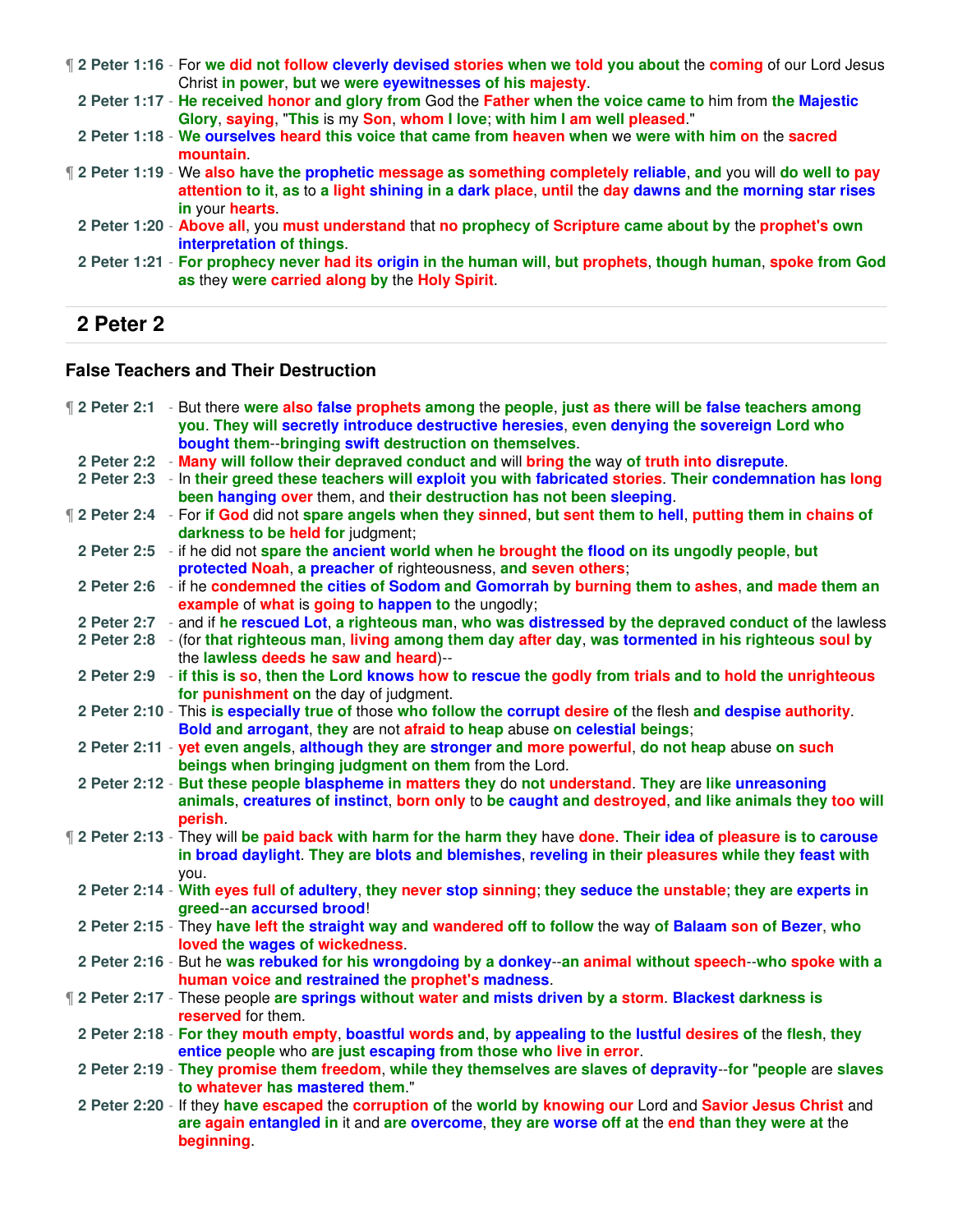¶ **2 Peter 1:16** - For we did not follow cleverly devised stories when we told you about the coming of our Lord Jesus Christ in power, but we were eyewitnesses of his majesty.

**2 Peter 1:17** - He received honor and glory from God the Father when the voice came to him from the Majestic Glory, saying, "This is my Son, whom I love; with him I am well pleased."

**2 Peter 1:18** - We ourselves heard this voice that came from heaven when we were with him on the sacred mountain.

¶ **2 Peter 1:19** - We also have the prophetic message as something completely reliable, and you will do well to pay attention to it, as to a light shining in a dark place, until the day dawns and the morning star rises in your hearts.

**2 Peter 1:20** - Above all, you must understand that no prophecy of Scripture came about by the prophet's own interpretation of things.

**2 Peter 1:21** - For prophecy never had its origin in the human will, but prophets, though human, spoke from God as they were carried along by the Holy Spirit.

## 2 Peter 2

### False Teachers and Their Destruction

¶ **2 Peter 2:1** - But there were also false prophets among the people, just as there will be false teachers among you. They will secretly introduce destructive heresies, even denying the sovereign Lord who bought them--bringing swift destruction on themselves.

**2 Peter 2:2** - Many will follow their depraved conduct and will bring the way of truth into disrepute.

**2 Peter 2:3** - In their greed these teachers will exploit you with fabricated stories. Their condemnation has long been hanging over them, and their destruction has not been sleeping.

¶ **2 Peter 2:4** - For if God did not spare angels when they sinned, but sent them to hell, putting them in chains of darkness to be held for judgment;

**2 Peter 2:5** - if he did not spare the ancient world when he brought the flood on its ungodly people, but protected Noah, a preacher of righteousness, and seven others;

**2 Peter 2:6** - if he condemned the cities of Sodom and Gomorrah by burning them to ashes, and made them an example of what is going to happen to the ungodly;

**2 Peter 2:7** - and if he rescued Lot, a righteous man, who was distressed by the depraved conduct of the lawless

**2 Peter 2:8** - (for that righteous man, living among them day after day, was tormented in his righteous soul by the lawless deeds he saw and heard)--

**2 Peter 2:9** - if this is so, then the Lord knows how to rescue the godly from trials and to hold the unrighteous for punishment on the day of judgment.

**2 Peter 2:10** - This is especially true of those who follow the corrupt desire of the flesh and despise authority. Bold and arrogant, they are not afraid to heap abuse on celestial beings;

**2 Peter 2:11** - yet even angels, although they are stronger and more powerful, do not heap abuse on such beings when bringing judgment on them from the Lord.

**2 Peter 2:12** - But these people blaspheme in matters they do not understand. They are like unreasoning animals, creatures of instinct, born only to be caught and destroyed, and like animals they too will perish.

¶ **2 Peter 2:13** - They will be paid back with harm for the harm they have done. Their idea of pleasure is to carouse in broad daylight. They are blots and blemishes, reveling in their pleasures while they feast with you.

**2 Peter 2:14** - With eyes full of adultery, they never stop sinning; they seduce the unstable; they are experts in greed--an accursed brood!

**2 Peter 2:15** - They have left the straight way and wandered off to follow the way of Balaam son of Bezer, who loved the wages of wickedness.

**2 Peter 2:16** - But he was rebuked for his wrongdoing by a donkey--an animal without speech--who spoke with a human voice and restrained the prophet's madness.

¶ **2 Peter 2:17** - These people are springs without water and mists driven by a storm. Blackest darkness is reserved for them.

**2 Peter 2:18** - For they mouth empty, boastful words and, by appealing to the lustful desires of the flesh, they entice people who are just escaping from those who live in error.

**2 Peter 2:19** - They promise them freedom, while they themselves are slaves of depravity--for "people are slaves to whatever has mastered them."

**2 Peter 2:20** - If they have escaped the corruption of the world by knowing our Lord and Savior Jesus Christ and are again entangled in it and are overcome, they are worse off at the end than they were at the beginning.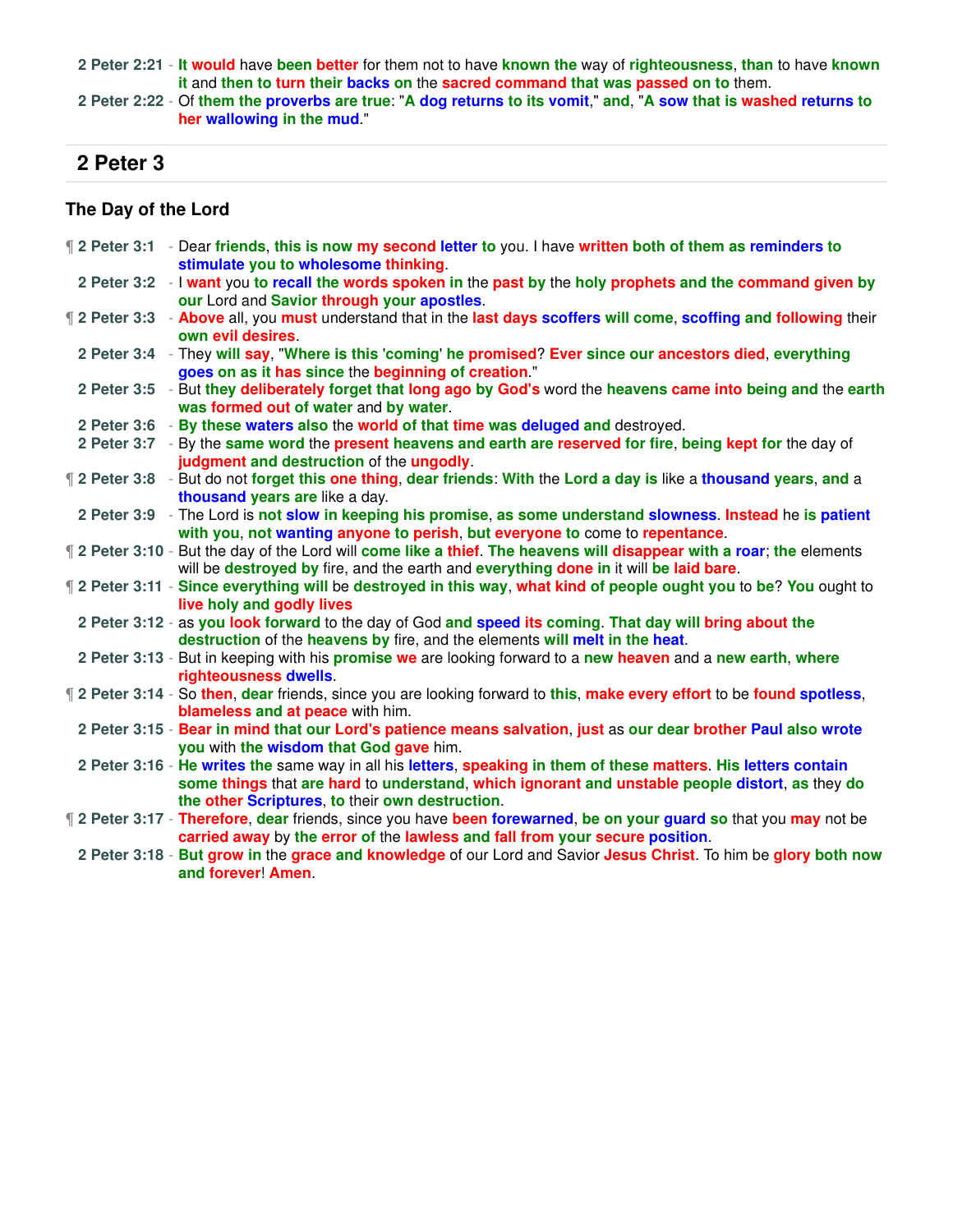**2 Peter 2:21** - It would have been better for them not to have known the way of righteousness, than to have known it and then to turn their backs on the sacred command that was passed on to them.

**2 Peter 2:22** - Of them the proverbs are true: "A dog returns to its vomit," and, "A sow that is washed returns to her wallowing in the mud."

## 2 Peter 3

### The Day of the Lord

¶ **2 Peter 3:1** - Dear friends, this is now my second letter to you. I have written both of them as reminders to stimulate you to wholesome thinking.

**2 Peter 3:2** - I want you to recall the words spoken in the past by the holy prophets and the command given by our Lord and Savior through your apostles.

¶ **2 Peter 3:3** - Above all, you must understand that in the last days scoffers will come, scoffing and following their own evil desires.

**2 Peter 3:4** - They will say, "Where is this 'coming' he promised? Ever since our ancestors died, everything goes on as it has since the beginning of creation."

**2 Peter 3:5** - But they deliberately forget that long ago by God's word the heavens came into being and the earth was formed out of water and by water.

**2 Peter 3:6** - By these waters also the world of that time was deluged and destroyed.

**2 Peter 3:7** - By the same word the present heavens and earth are reserved for fire, being kept for the day of judgment and destruction of the ungodly.

¶ **2 Peter 3:8** - But do not forget this one thing, dear friends: With the Lord a day is like a thousand years, and a thousand years are like a day.

**2 Peter 3:9** - The Lord is not slow in keeping his promise, as some understand slowness. Instead he is patient with you, not wanting anyone to perish, but everyone to come to repentance.

¶ **2 Peter 3:10** - But the day of the Lord will come like a thief. The heavens will disappear with a roar; the elements will be destroyed by fire, and the earth and everything done in it will be laid bare.

¶ **2 Peter 3:11** - Since everything will be destroyed in this way, what kind of people ought you to be? You ought to live holy and godly lives

**2 Peter 3:12** - as you look forward to the day of God and speed its coming. That day will bring about the destruction of the heavens by fire, and the elements will melt in the heat.

**2 Peter 3:13** - But in keeping with his promise we are looking forward to a new heaven and a new earth, where righteousness dwells.

¶ **2 Peter 3:14** - So then, dear friends, since you are looking forward to this, make every effort to be found spotless, blameless and at peace with him.

**2 Peter 3:15** - Bear in mind that our Lord's patience means salvation, just as our dear brother Paul also wrote you with the wisdom that God gave him.

**2 Peter 3:16** - He writes the same way in all his letters, speaking in them of these matters. His letters contain some things that are hard to understand, which ignorant and unstable people distort, as they do the other Scriptures, to their own destruction.

¶ **2 Peter 3:17** - Therefore, dear friends, since you have been forewarned, be on your guard so that you may not be carried away by the error of the lawless and fall from your secure position.

**2 Peter 3:18** - But grow in the grace and knowledge of our Lord and Savior Jesus Christ. To him be glory both now and forever! Amen.